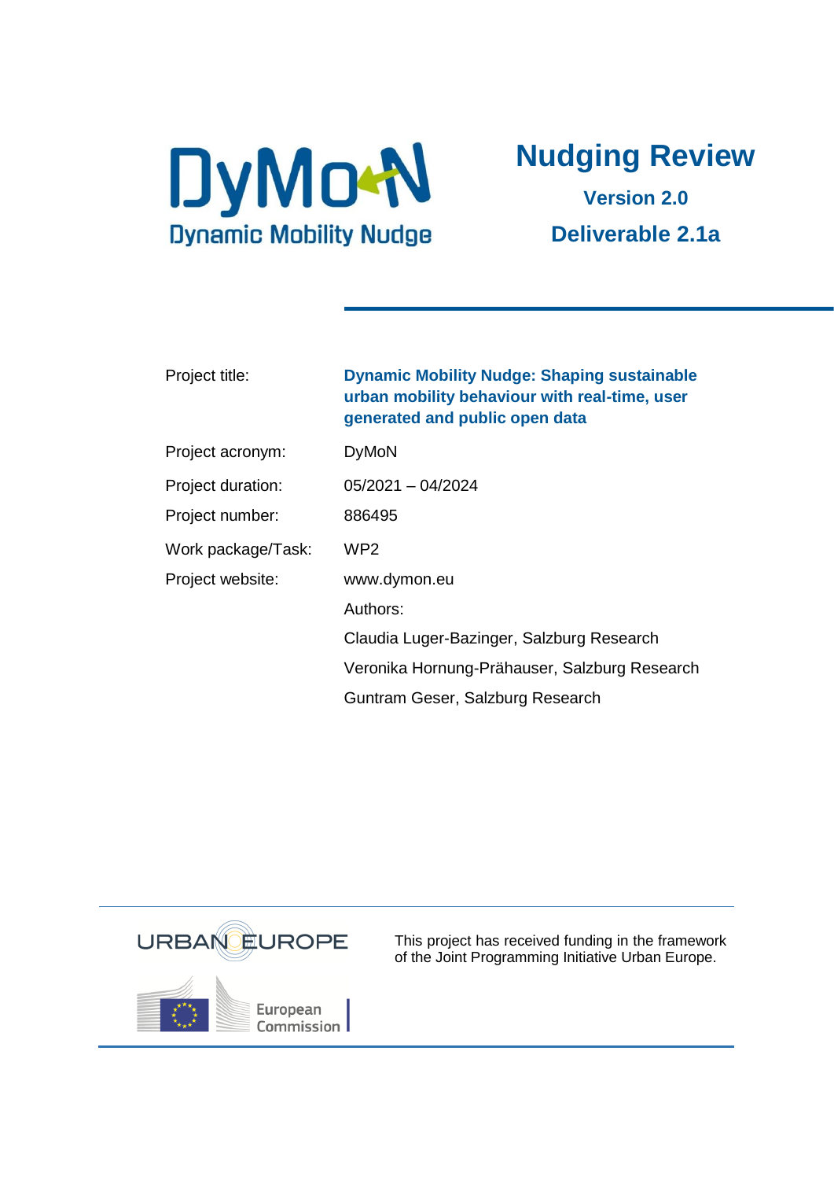# Nudging Review

**Version 2.0**

**Deliverable 2.1a**

| | |
|---|---|
| Project title: | **Dynamic Mobility Nudge: Shaping sustainable urban mobility behaviour with real-time, user generated and public open data** |
| Project acronym: | DyMoN |
| Project duration: | 05/2021 – 04/2024 |
| Project number: | 886495 |
| Work package/Task: | WP2 |
| Project website: | www.dymon.eu |
| | Authors: |
| | Claudia Luger-Bazinger, Salzburg Research |
| | Veronika Hornung-Prähauser, Salzburg Research |
| | Guntram Geser, Salzburg Research |

This project has received funding in the framework of the Joint Programming Initiative Urban Europe.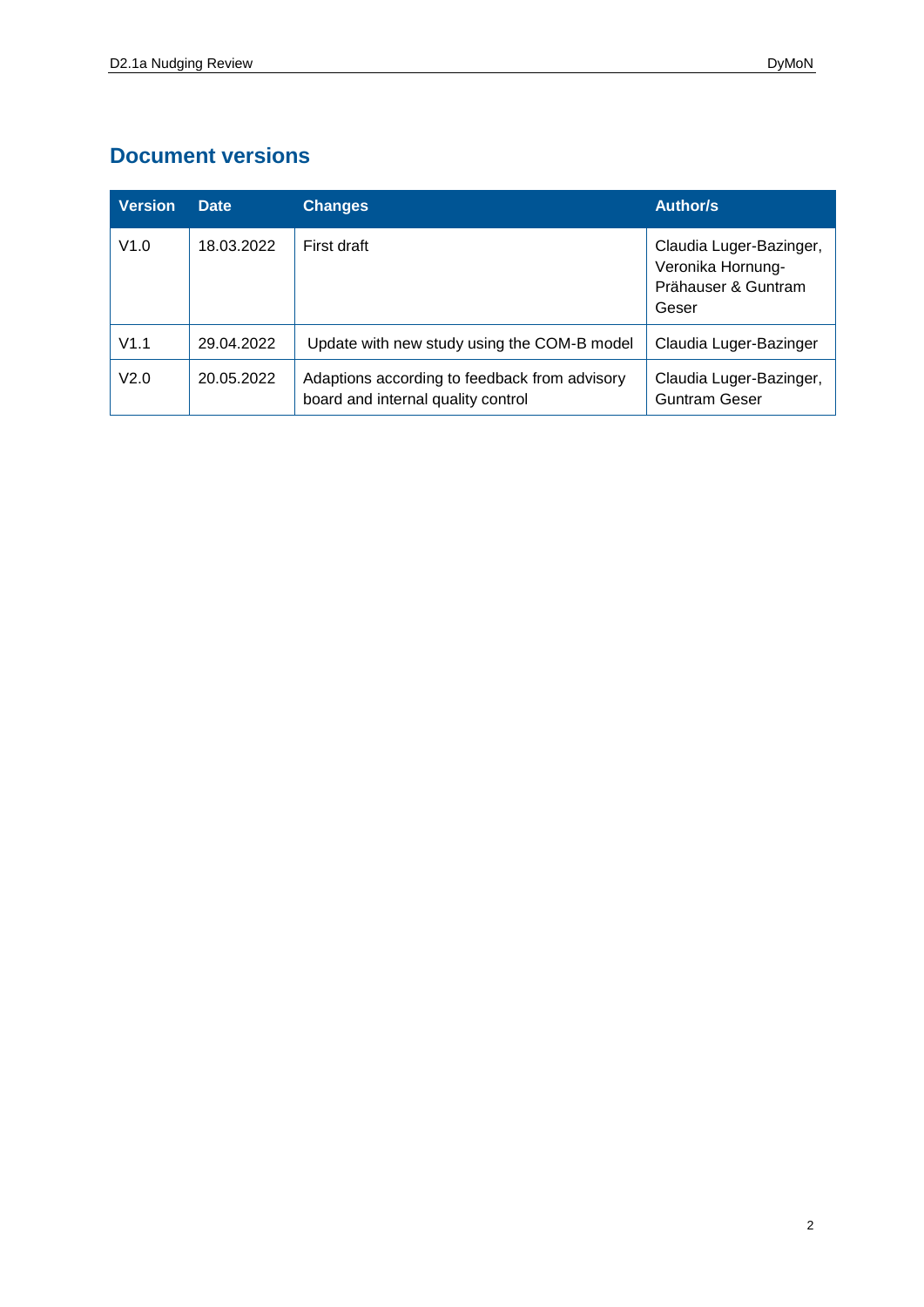## Document versions

| Version | Date | Changes | Author/s |
|---|---|---|---|
| V1.0 | 18.03.2022 | First draft | Claudia Luger-Bazinger, Veronika Hornung-Prähauser & Guntram Geser |
| V1.1 | 29.04.2022 | Update with new study using the COM-B model | Claudia Luger-Bazinger |
| V2.0 | 20.05.2022 | Adaptions according to feedback from advisory board and internal quality control | Claudia Luger-Bazinger, Guntram Geser |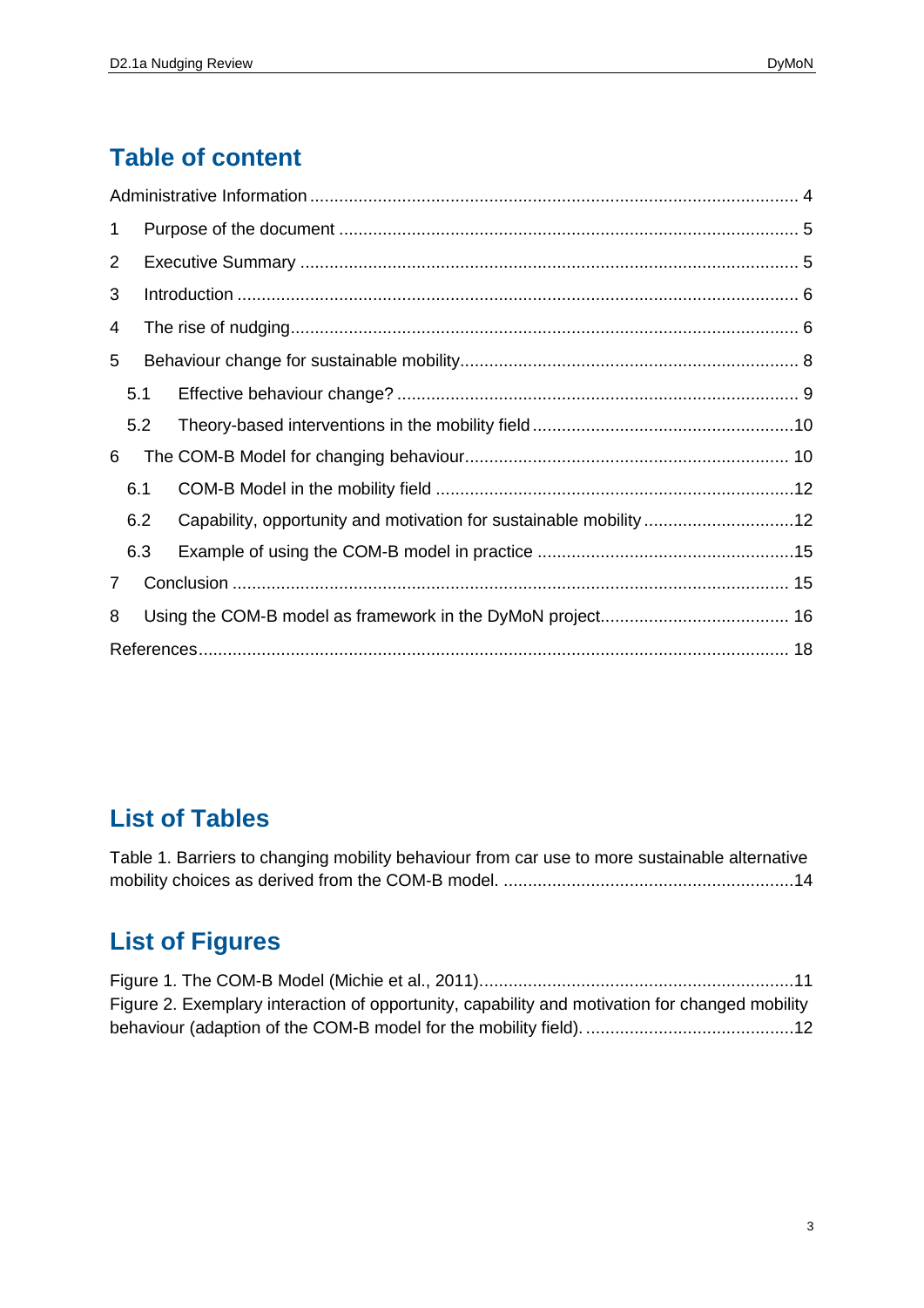## Table of content

Administrative Information .................................................................................................... 4

1 Purpose of the document ............................................................................................. 5

2 Executive Summary ..................................................................................................... 5

3 Introduction .................................................................................................................. 6

4 The rise of nudging....................................................................................................... 6

5 Behaviour change for sustainable mobility.................................................................... 8

5.1 Effective behaviour change? .................................................................................. 9

5.2 Theory-based interventions in the mobility field ......................................................10

6 The COM-B Model for changing behaviour.................................................................. 10

6.1 COM-B Model in the mobility field .........................................................................12

6.2 Capability, opportunity and motivation for sustainable mobility ...............................12

6.3 Example of using the COM-B model in practice .....................................................15

7 Conclusion ................................................................................................................. 15

8 Using the COM-B model as framework in the DyMoN project...................................... 16

References......................................................................................................................... 18

## List of Tables

Table 1. Barriers to changing mobility behaviour from car use to more sustainable alternative mobility choices as derived from the COM-B model. ............................................................14

## List of Figures

Figure 1. The COM-B Model (Michie et al., 2011)................................................................11

Figure 2. Exemplary interaction of opportunity, capability and motivation for changed mobility behaviour (adaption of the COM-B model for the mobility field). ...........................................12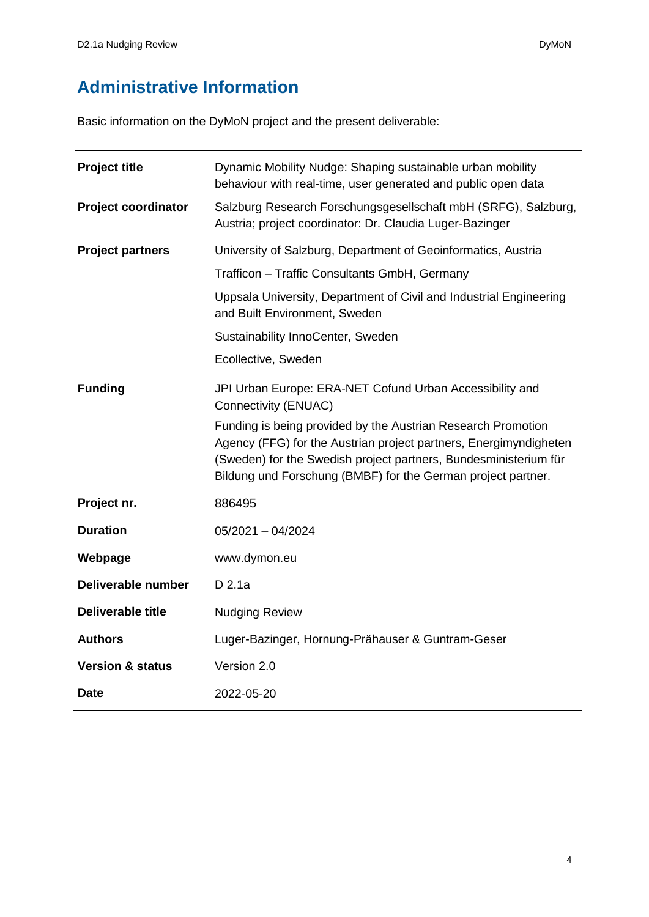# Administrative Information

Basic information on the DyMoN project and the present deliverable:

| | |
|---|---|
| **Project title** | Dynamic Mobility Nudge: Shaping sustainable urban mobility behaviour with real-time, user generated and public open data |
| **Project coordinator** | Salzburg Research Forschungsgesellschaft mbH (SRFG), Salzburg, Austria; project coordinator: Dr. Claudia Luger-Bazinger |
| **Project partners** | University of Salzburg, Department of Geoinformatics, Austria<br>Trafficon – Traffic Consultants GmbH, Germany<br>Uppsala University, Department of Civil and Industrial Engineering and Built Environment, Sweden<br>Sustainability InnoCenter, Sweden<br>Ecollective, Sweden |
| **Funding** | JPI Urban Europe: ERA-NET Cofund Urban Accessibility and Connectivity (ENUAC)<br>Funding is being provided by the Austrian Research Promotion Agency (FFG) for the Austrian project partners, Energimyndigheten (Sweden) for the Swedish project partners, Bundesministerium für Bildung und Forschung (BMBF) for the German project partner. |
| **Project nr.** | 886495 |
| **Duration** | 05/2021 – 04/2024 |
| **Webpage** | www.dymon.eu |
| **Deliverable number** | D 2.1a |
| **Deliverable title** | Nudging Review |
| **Authors** | Luger-Bazinger, Hornung-Prähauser & Guntram-Geser |
| **Version & status** | Version 2.0 |
| **Date** | 2022-05-20 |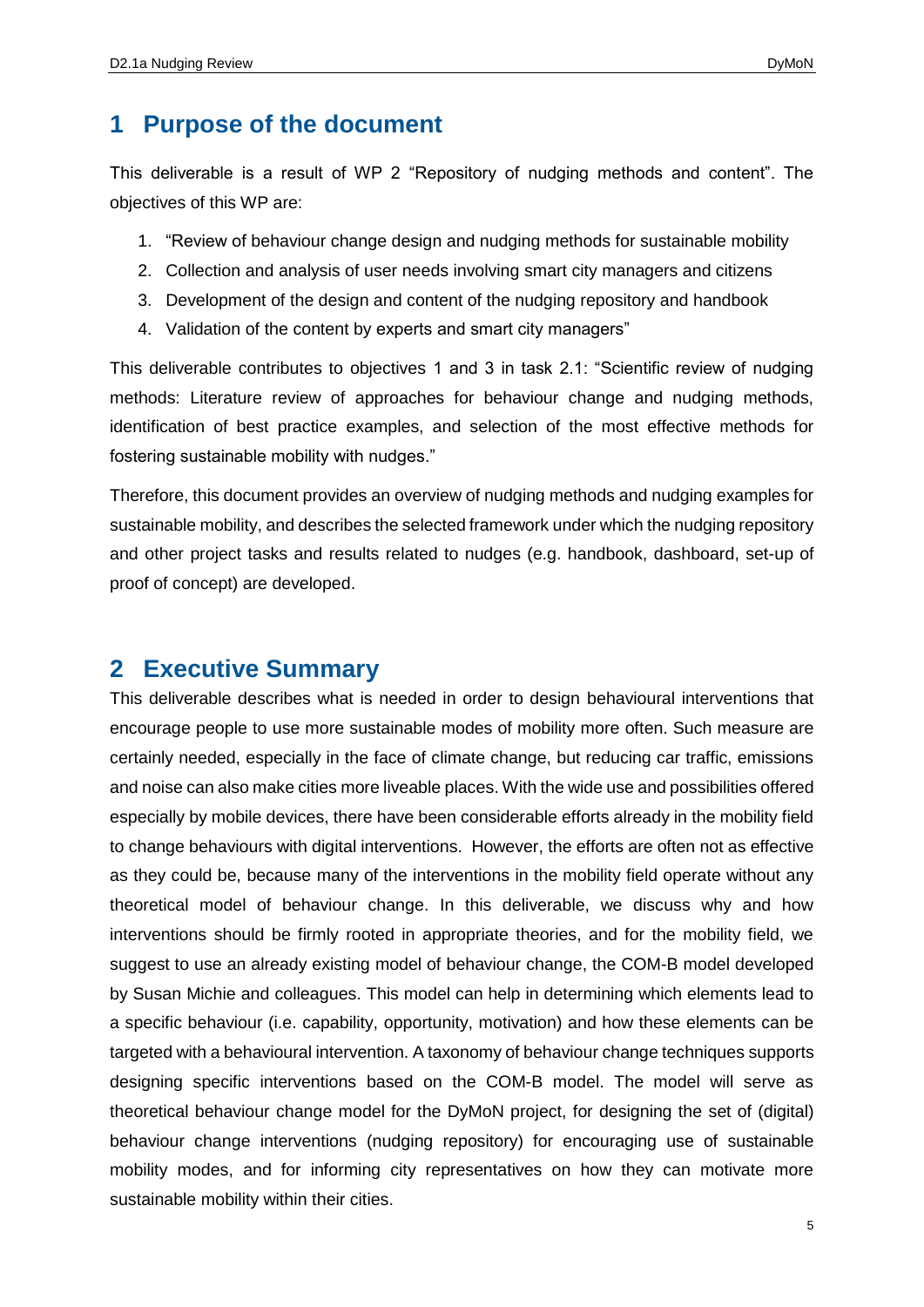# 1 Purpose of the document

This deliverable is a result of WP 2 "Repository of nudging methods and content". The objectives of this WP are:

1. "Review of behaviour change design and nudging methods for sustainable mobility
2. Collection and analysis of user needs involving smart city managers and citizens
3. Development of the design and content of the nudging repository and handbook
4. Validation of the content by experts and smart city managers"

This deliverable contributes to objectives 1 and 3 in task 2.1: "Scientific review of nudging methods: Literature review of approaches for behaviour change and nudging methods, identification of best practice examples, and selection of the most effective methods for fostering sustainable mobility with nudges."

Therefore, this document provides an overview of nudging methods and nudging examples for sustainable mobility, and describes the selected framework under which the nudging repository and other project tasks and results related to nudges (e.g. handbook, dashboard, set-up of proof of concept) are developed.

# 2 Executive Summary

This deliverable describes what is needed in order to design behavioural interventions that encourage people to use more sustainable modes of mobility more often. Such measure are certainly needed, especially in the face of climate change, but reducing car traffic, emissions and noise can also make cities more liveable places. With the wide use and possibilities offered especially by mobile devices, there have been considerable efforts already in the mobility field to change behaviours with digital interventions. However, the efforts are often not as effective as they could be, because many of the interventions in the mobility field operate without any theoretical model of behaviour change. In this deliverable, we discuss why and how interventions should be firmly rooted in appropriate theories, and for the mobility field, we suggest to use an already existing model of behaviour change, the COM-B model developed by Susan Michie and colleagues. This model can help in determining which elements lead to a specific behaviour (i.e. capability, opportunity, motivation) and how these elements can be targeted with a behavioural intervention. A taxonomy of behaviour change techniques supports designing specific interventions based on the COM-B model. The model will serve as theoretical behaviour change model for the DyMoN project, for designing the set of (digital) behaviour change interventions (nudging repository) for encouraging use of sustainable mobility modes, and for informing city representatives on how they can motivate more sustainable mobility within their cities.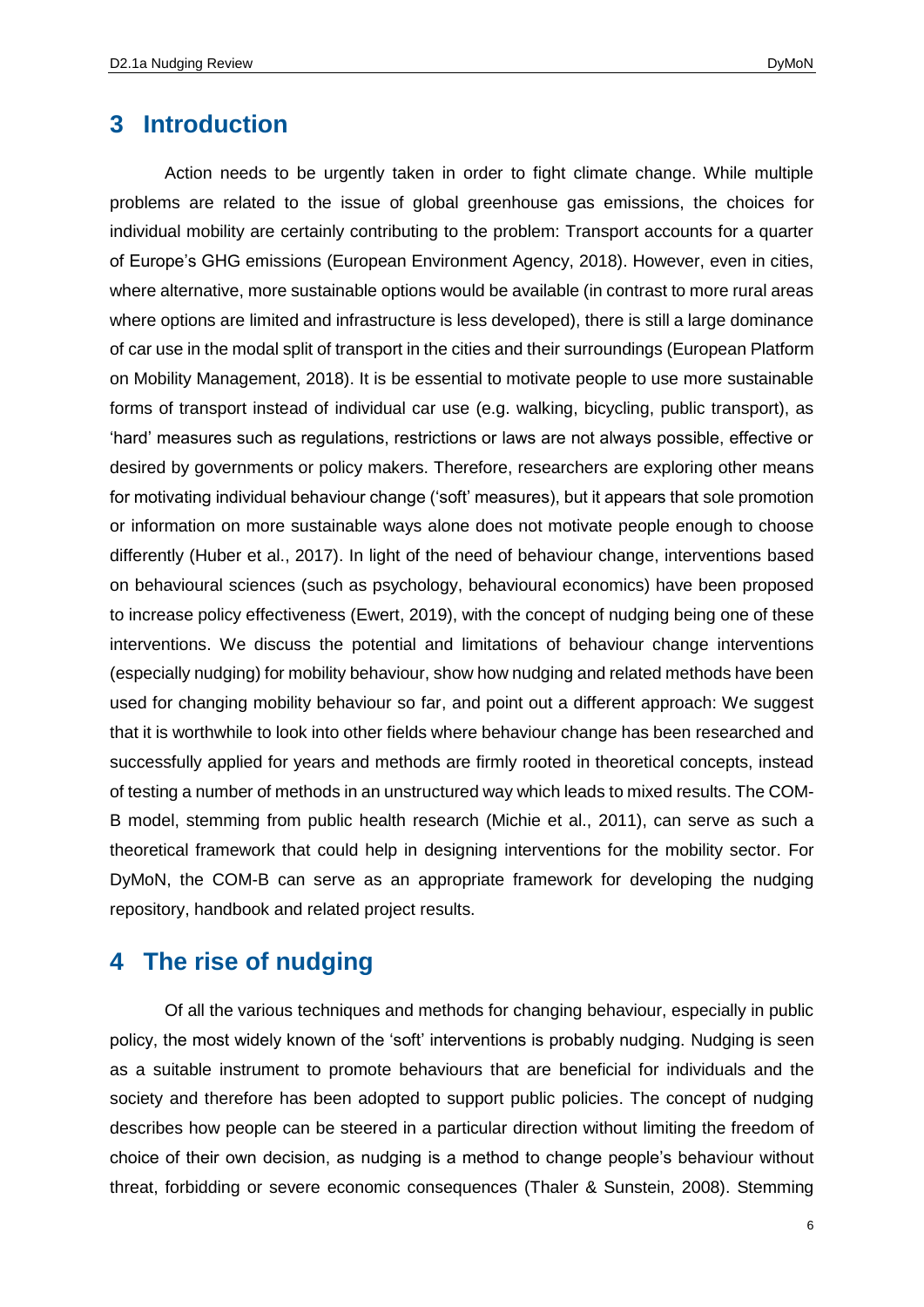# 3 Introduction

Action needs to be urgently taken in order to fight climate change. While multiple problems are related to the issue of global greenhouse gas emissions, the choices for individual mobility are certainly contributing to the problem: Transport accounts for a quarter of Europe's GHG emissions (European Environment Agency, 2018). However, even in cities, where alternative, more sustainable options would be available (in contrast to more rural areas where options are limited and infrastructure is less developed), there is still a large dominance of car use in the modal split of transport in the cities and their surroundings (European Platform on Mobility Management, 2018). It is be essential to motivate people to use more sustainable forms of transport instead of individual car use (e.g. walking, bicycling, public transport), as 'hard' measures such as regulations, restrictions or laws are not always possible, effective or desired by governments or policy makers. Therefore, researchers are exploring other means for motivating individual behaviour change ('soft' measures), but it appears that sole promotion or information on more sustainable ways alone does not motivate people enough to choose differently (Huber et al., 2017). In light of the need of behaviour change, interventions based on behavioural sciences (such as psychology, behavioural economics) have been proposed to increase policy effectiveness (Ewert, 2019), with the concept of nudging being one of these interventions. We discuss the potential and limitations of behaviour change interventions (especially nudging) for mobility behaviour, show how nudging and related methods have been used for changing mobility behaviour so far, and point out a different approach: We suggest that it is worthwhile to look into other fields where behaviour change has been researched and successfully applied for years and methods are firmly rooted in theoretical concepts, instead of testing a number of methods in an unstructured way which leads to mixed results. The COM-B model, stemming from public health research (Michie et al., 2011), can serve as such a theoretical framework that could help in designing interventions for the mobility sector. For DyMoN, the COM-B can serve as an appropriate framework for developing the nudging repository, handbook and related project results.

# 4 The rise of nudging

Of all the various techniques and methods for changing behaviour, especially in public policy, the most widely known of the 'soft' interventions is probably nudging. Nudging is seen as a suitable instrument to promote behaviours that are beneficial for individuals and the society and therefore has been adopted to support public policies. The concept of nudging describes how people can be steered in a particular direction without limiting the freedom of choice of their own decision, as nudging is a method to change people's behaviour without threat, forbidding or severe economic consequences (Thaler & Sunstein, 2008). Stemming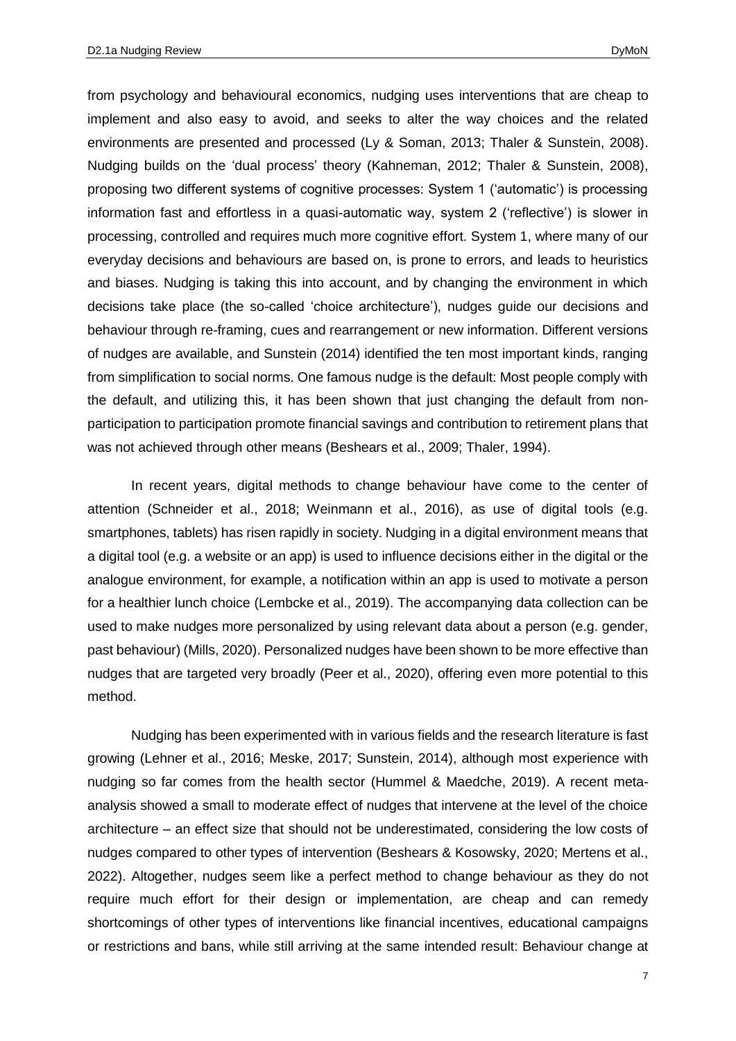from psychology and behavioural economics, nudging uses interventions that are cheap to implement and also easy to avoid, and seeks to alter the way choices and the related environments are presented and processed (Ly & Soman, 2013; Thaler & Sunstein, 2008). Nudging builds on the 'dual process' theory (Kahneman, 2012; Thaler & Sunstein, 2008), proposing two different systems of cognitive processes: System 1 ('automatic') is processing information fast and effortless in a quasi-automatic way, system 2 ('reflective') is slower in processing, controlled and requires much more cognitive effort. System 1, where many of our everyday decisions and behaviours are based on, is prone to errors, and leads to heuristics and biases. Nudging is taking this into account, and by changing the environment in which decisions take place (the so-called 'choice architecture'), nudges guide our decisions and behaviour through re-framing, cues and rearrangement or new information. Different versions of nudges are available, and Sunstein (2014) identified the ten most important kinds, ranging from simplification to social norms. One famous nudge is the default: Most people comply with the default, and utilizing this, it has been shown that just changing the default from non-participation to participation promote financial savings and contribution to retirement plans that was not achieved through other means (Beshears et al., 2009; Thaler, 1994).

In recent years, digital methods to change behaviour have come to the center of attention (Schneider et al., 2018; Weinmann et al., 2016), as use of digital tools (e.g. smartphones, tablets) has risen rapidly in society. Nudging in a digital environment means that a digital tool (e.g. a website or an app) is used to influence decisions either in the digital or the analogue environment, for example, a notification within an app is used to motivate a person for a healthier lunch choice (Lembcke et al., 2019). The accompanying data collection can be used to make nudges more personalized by using relevant data about a person (e.g. gender, past behaviour) (Mills, 2020). Personalized nudges have been shown to be more effective than nudges that are targeted very broadly (Peer et al., 2020), offering even more potential to this method.

Nudging has been experimented with in various fields and the research literature is fast growing (Lehner et al., 2016; Meske, 2017; Sunstein, 2014), although most experience with nudging so far comes from the health sector (Hummel & Maedche, 2019). A recent meta-analysis showed a small to moderate effect of nudges that intervene at the level of the choice architecture – an effect size that should not be underestimated, considering the low costs of nudges compared to other types of intervention (Beshears & Kosowsky, 2020; Mertens et al., 2022). Altogether, nudges seem like a perfect method to change behaviour as they do not require much effort for their design or implementation, are cheap and can remedy shortcomings of other types of interventions like financial incentives, educational campaigns or restrictions and bans, while still arriving at the same intended result: Behaviour change at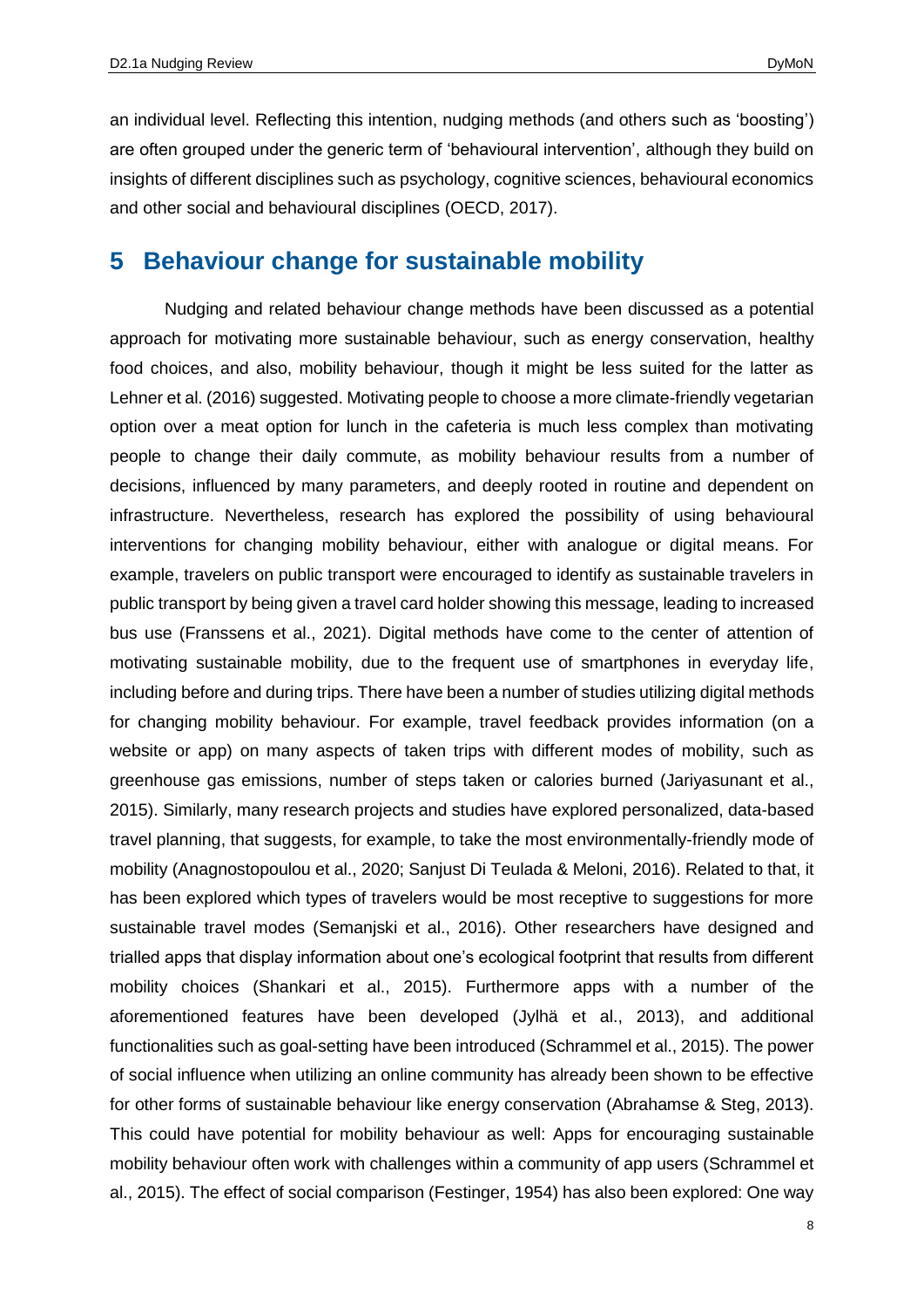an individual level. Reflecting this intention, nudging methods (and others such as 'boosting') are often grouped under the generic term of 'behavioural intervention', although they build on insights of different disciplines such as psychology, cognitive sciences, behavioural economics and other social and behavioural disciplines (OECD, 2017).

# 5 Behaviour change for sustainable mobility

Nudging and related behaviour change methods have been discussed as a potential approach for motivating more sustainable behaviour, such as energy conservation, healthy food choices, and also, mobility behaviour, though it might be less suited for the latter as Lehner et al. (2016) suggested. Motivating people to choose a more climate-friendly vegetarian option over a meat option for lunch in the cafeteria is much less complex than motivating people to change their daily commute, as mobility behaviour results from a number of decisions, influenced by many parameters, and deeply rooted in routine and dependent on infrastructure. Nevertheless, research has explored the possibility of using behavioural interventions for changing mobility behaviour, either with analogue or digital means. For example, travelers on public transport were encouraged to identify as sustainable travelers in public transport by being given a travel card holder showing this message, leading to increased bus use (Franssens et al., 2021). Digital methods have come to the center of attention of motivating sustainable mobility, due to the frequent use of smartphones in everyday life, including before and during trips. There have been a number of studies utilizing digital methods for changing mobility behaviour. For example, travel feedback provides information (on a website or app) on many aspects of taken trips with different modes of mobility, such as greenhouse gas emissions, number of steps taken or calories burned (Jariyasunant et al., 2015). Similarly, many research projects and studies have explored personalized, data-based travel planning, that suggests, for example, to take the most environmentally-friendly mode of mobility (Anagnostopoulou et al., 2020; Sanjust Di Teulada & Meloni, 2016). Related to that, it has been explored which types of travelers would be most receptive to suggestions for more sustainable travel modes (Semanjski et al., 2016). Other researchers have designed and trialled apps that display information about one's ecological footprint that results from different mobility choices (Shankari et al., 2015). Furthermore apps with a number of the aforementioned features have been developed (Jylhä et al., 2013), and additional functionalities such as goal-setting have been introduced (Schrammel et al., 2015). The power of social influence when utilizing an online community has already been shown to be effective for other forms of sustainable behaviour like energy conservation (Abrahamse & Steg, 2013). This could have potential for mobility behaviour as well: Apps for encouraging sustainable mobility behaviour often work with challenges within a community of app users (Schrammel et al., 2015). The effect of social comparison (Festinger, 1954) has also been explored: One way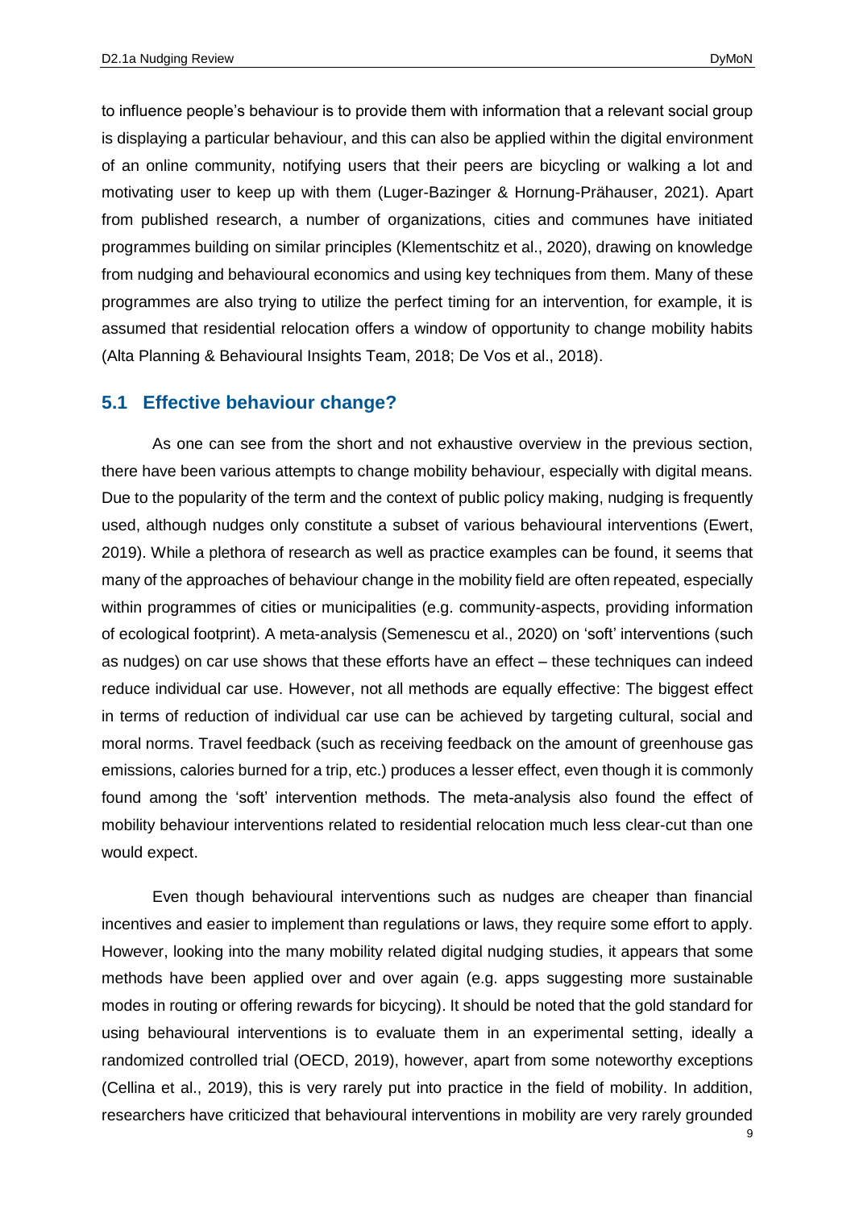to influence people's behaviour is to provide them with information that a relevant social group is displaying a particular behaviour, and this can also be applied within the digital environment of an online community, notifying users that their peers are bicycling or walking a lot and motivating user to keep up with them (Luger-Bazinger & Hornung-Prähauser, 2021). Apart from published research, a number of organizations, cities and communes have initiated programmes building on similar principles (Klementschitz et al., 2020), drawing on knowledge from nudging and behavioural economics and using key techniques from them. Many of these programmes are also trying to utilize the perfect timing for an intervention, for example, it is assumed that residential relocation offers a window of opportunity to change mobility habits (Alta Planning & Behavioural Insights Team, 2018; De Vos et al., 2018).

## 5.1 Effective behaviour change?

As one can see from the short and not exhaustive overview in the previous section, there have been various attempts to change mobility behaviour, especially with digital means. Due to the popularity of the term and the context of public policy making, nudging is frequently used, although nudges only constitute a subset of various behavioural interventions (Ewert, 2019). While a plethora of research as well as practice examples can be found, it seems that many of the approaches of behaviour change in the mobility field are often repeated, especially within programmes of cities or municipalities (e.g. community-aspects, providing information of ecological footprint). A meta-analysis (Semenescu et al., 2020) on 'soft' interventions (such as nudges) on car use shows that these efforts have an effect – these techniques can indeed reduce individual car use. However, not all methods are equally effective: The biggest effect in terms of reduction of individual car use can be achieved by targeting cultural, social and moral norms. Travel feedback (such as receiving feedback on the amount of greenhouse gas emissions, calories burned for a trip, etc.) produces a lesser effect, even though it is commonly found among the 'soft' intervention methods. The meta-analysis also found the effect of mobility behaviour interventions related to residential relocation much less clear-cut than one would expect.

Even though behavioural interventions such as nudges are cheaper than financial incentives and easier to implement than regulations or laws, they require some effort to apply. However, looking into the many mobility related digital nudging studies, it appears that some methods have been applied over and over again (e.g. apps suggesting more sustainable modes in routing or offering rewards for bicycling). It should be noted that the gold standard for using behavioural interventions is to evaluate them in an experimental setting, ideally a randomized controlled trial (OECD, 2019), however, apart from some noteworthy exceptions (Cellina et al., 2019), this is very rarely put into practice in the field of mobility. In addition, researchers have criticized that behavioural interventions in mobility are very rarely grounded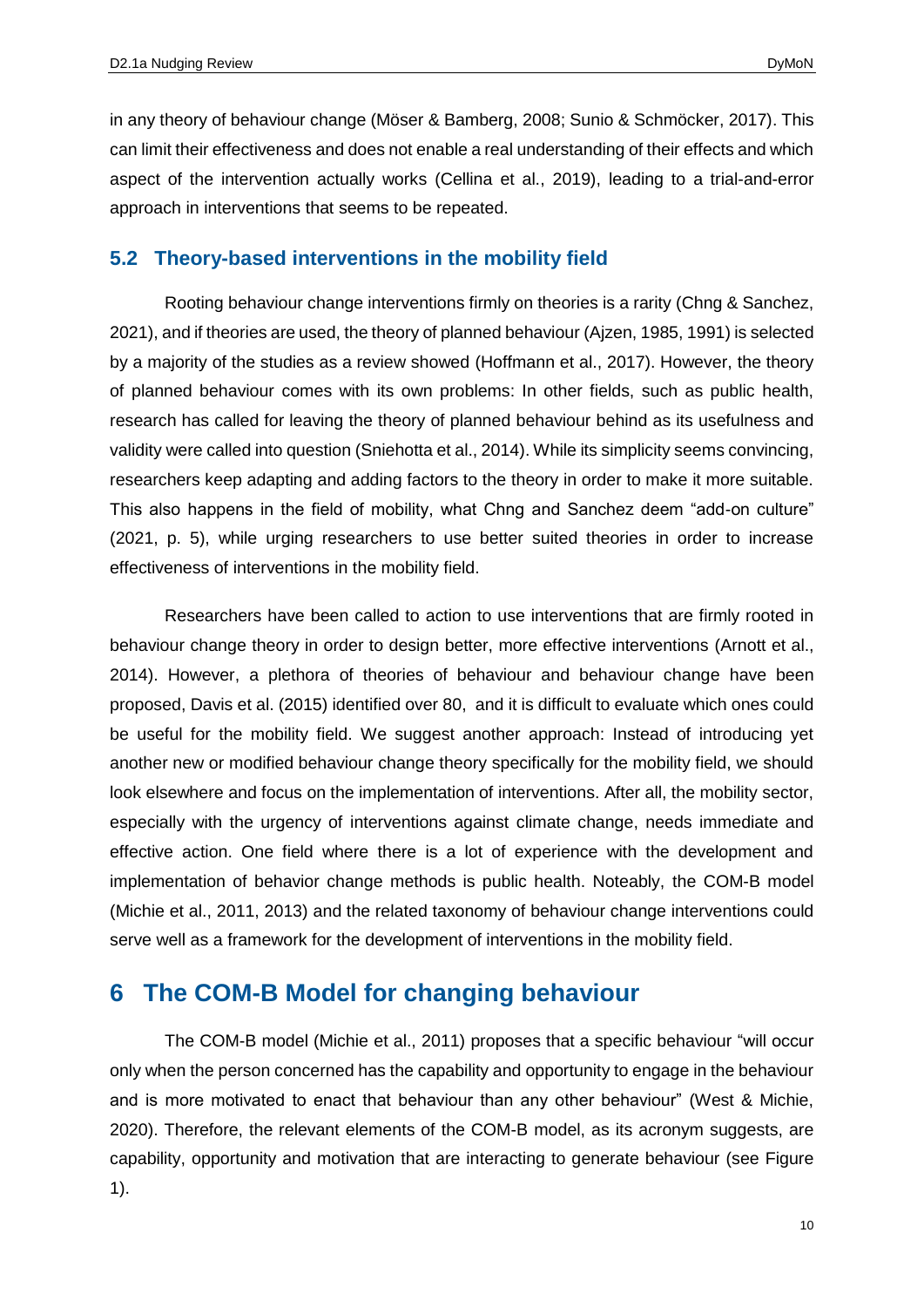in any theory of behaviour change (Möser & Bamberg, 2008; Sunio & Schmöcker, 2017). This can limit their effectiveness and does not enable a real understanding of their effects and which aspect of the intervention actually works (Cellina et al., 2019), leading to a trial-and-error approach in interventions that seems to be repeated.

### 5.2 Theory-based interventions in the mobility field

Rooting behaviour change interventions firmly on theories is a rarity (Chng & Sanchez, 2021), and if theories are used, the theory of planned behaviour (Ajzen, 1985, 1991) is selected by a majority of the studies as a review showed (Hoffmann et al., 2017). However, the theory of planned behaviour comes with its own problems: In other fields, such as public health, research has called for leaving the theory of planned behaviour behind as its usefulness and validity were called into question (Sniehotta et al., 2014). While its simplicity seems convincing, researchers keep adapting and adding factors to the theory in order to make it more suitable. This also happens in the field of mobility, what Chng and Sanchez deem "add-on culture" (2021, p. 5), while urging researchers to use better suited theories in order to increase effectiveness of interventions in the mobility field.

Researchers have been called to action to use interventions that are firmly rooted in behaviour change theory in order to design better, more effective interventions (Arnott et al., 2014). However, a plethora of theories of behaviour and behaviour change have been proposed, Davis et al. (2015) identified over 80, and it is difficult to evaluate which ones could be useful for the mobility field. We suggest another approach: Instead of introducing yet another new or modified behaviour change theory specifically for the mobility field, we should look elsewhere and focus on the implementation of interventions. After all, the mobility sector, especially with the urgency of interventions against climate change, needs immediate and effective action. One field where there is a lot of experience with the development and implementation of behavior change methods is public health. Noteably, the COM-B model (Michie et al., 2011, 2013) and the related taxonomy of behaviour change interventions could serve well as a framework for the development of interventions in the mobility field.

## 6 The COM-B Model for changing behaviour

The COM-B model (Michie et al., 2011) proposes that a specific behaviour "will occur only when the person concerned has the capability and opportunity to engage in the behaviour and is more motivated to enact that behaviour than any other behaviour" (West & Michie, 2020). Therefore, the relevant elements of the COM-B model, as its acronym suggests, are capability, opportunity and motivation that are interacting to generate behaviour (see Figure 1).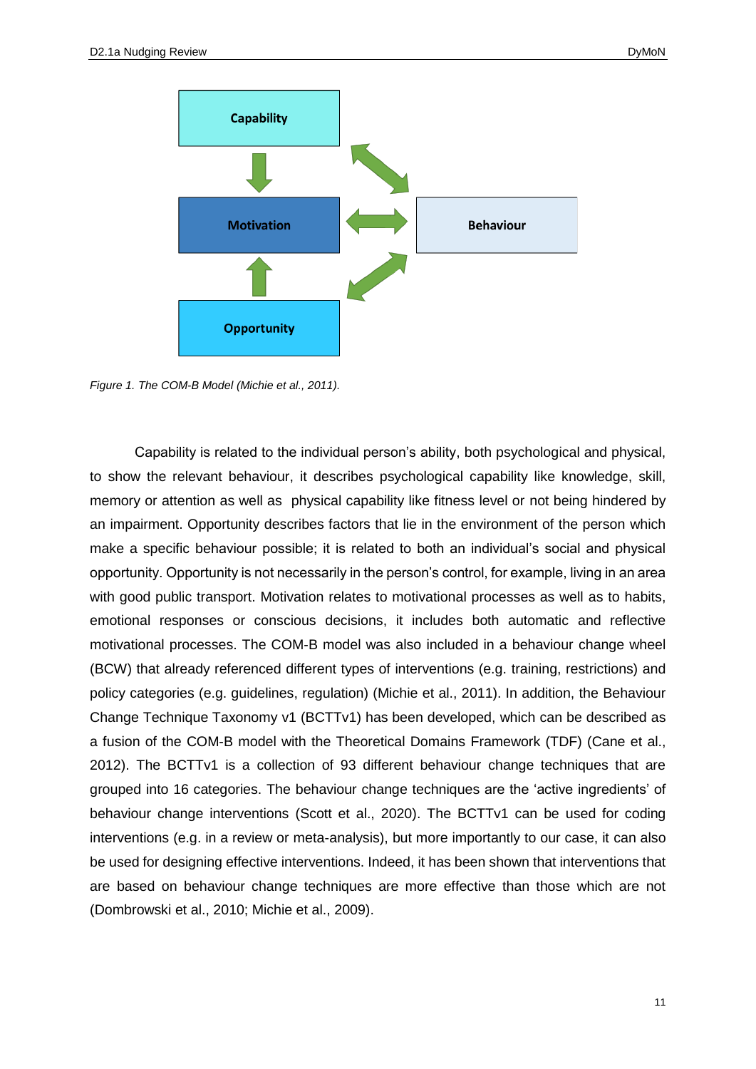Capability

Motivation

Behaviour

Opportunity

*Figure 1. The COM-B Model (Michie et al., 2011).*

Capability is related to the individual person's ability, both psychological and physical, to show the relevant behaviour, it describes psychological capability like knowledge, skill, memory or attention as well as physical capability like fitness level or not being hindered by an impairment. Opportunity describes factors that lie in the environment of the person which make a specific behaviour possible; it is related to both an individual's social and physical opportunity. Opportunity is not necessarily in the person's control, for example, living in an area with good public transport. Motivation relates to motivational processes as well as to habits, emotional responses or conscious decisions, it includes both automatic and reflective motivational processes. The COM-B model was also included in a behaviour change wheel (BCW) that already referenced different types of interventions (e.g. training, restrictions) and policy categories (e.g. guidelines, regulation) (Michie et al., 2011). In addition, the Behaviour Change Technique Taxonomy v1 (BCTTv1) has been developed, which can be described as a fusion of the COM-B model with the Theoretical Domains Framework (TDF) (Cane et al., 2012). The BCTTv1 is a collection of 93 different behaviour change techniques that are grouped into 16 categories. The behaviour change techniques are the 'active ingredients' of behaviour change interventions (Scott et al., 2020). The BCTTv1 can be used for coding interventions (e.g. in a review or meta-analysis), but more importantly to our case, it can also be used for designing effective interventions. Indeed, it has been shown that interventions that are based on behaviour change techniques are more effective than those which are not (Dombrowski et al., 2010; Michie et al., 2009).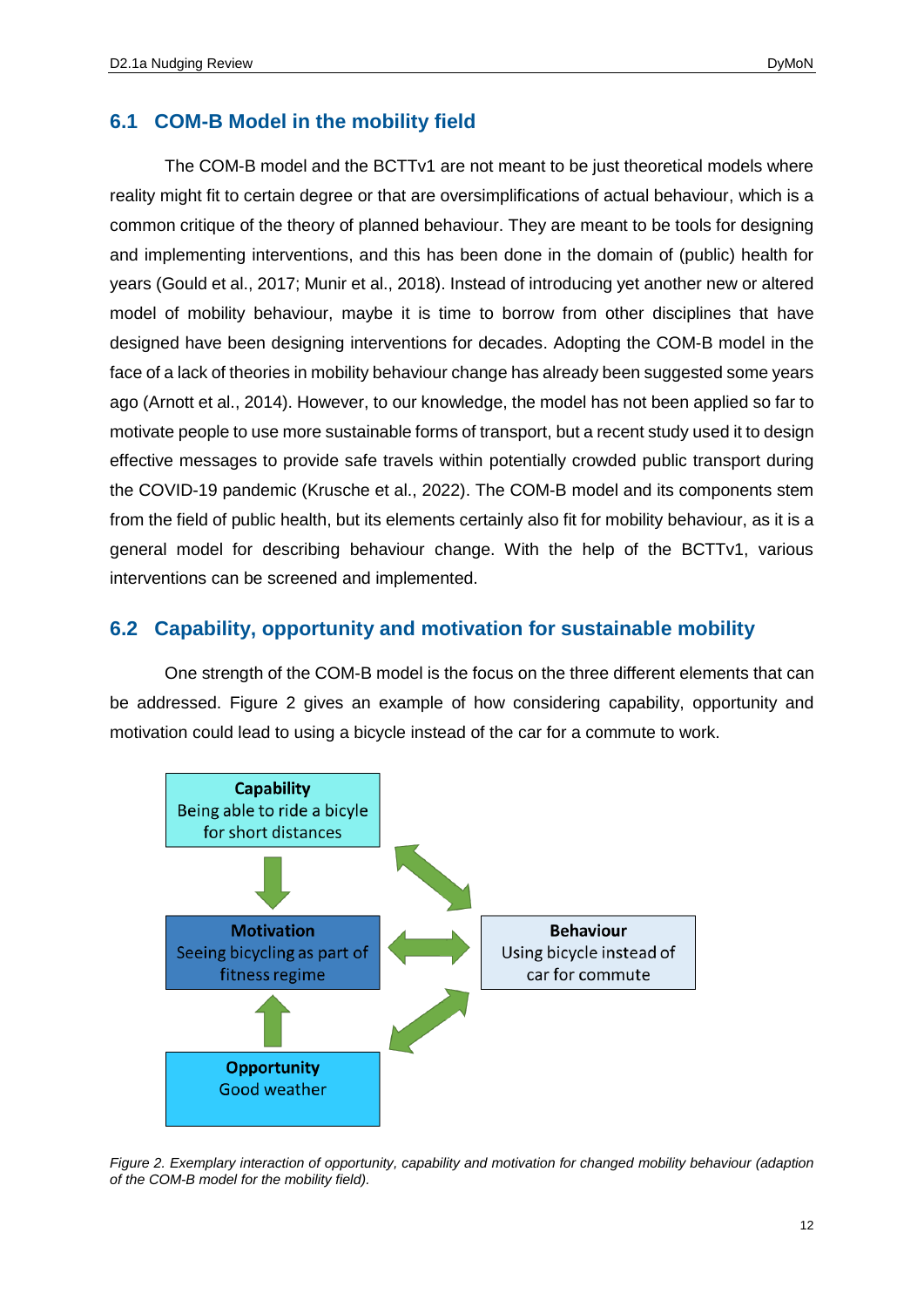## 6.1 COM-B Model in the mobility field

The COM-B model and the BCTTv1 are not meant to be just theoretical models where reality might fit to certain degree or that are oversimplifications of actual behaviour, which is a common critique of the theory of planned behaviour. They are meant to be tools for designing and implementing interventions, and this has been done in the domain of (public) health for years (Gould et al., 2017; Munir et al., 2018). Instead of introducing yet another new or altered model of mobility behaviour, maybe it is time to borrow from other disciplines that have designed have been designing interventions for decades. Adopting the COM-B model in the face of a lack of theories in mobility behaviour change has already been suggested some years ago (Arnott et al., 2014). However, to our knowledge, the model has not been applied so far to motivate people to use more sustainable forms of transport, but a recent study used it to design effective messages to provide safe travels within potentially crowded public transport during the COVID-19 pandemic (Krusche et al., 2022). The COM-B model and its components stem from the field of public health, but its elements certainly also fit for mobility behaviour, as it is a general model for describing behaviour change. With the help of the BCTTv1, various interventions can be screened and implemented.

## 6.2 Capability, opportunity and motivation for sustainable mobility

One strength of the COM-B model is the focus on the three different elements that can be addressed. Figure 2 gives an example of how considering capability, opportunity and motivation could lead to using a bicycle instead of the car for a commute to work.

**Capability**
Being able to ride a bicyle for short distances

**Motivation**
Seeing bicycling as part of fitness regime

**Opportunity**
Good weather

**Behaviour**
Using bicycle instead of car for commute

*Figure 2. Exemplary interaction of opportunity, capability and motivation for changed mobility behaviour (adaption of the COM-B model for the mobility field).*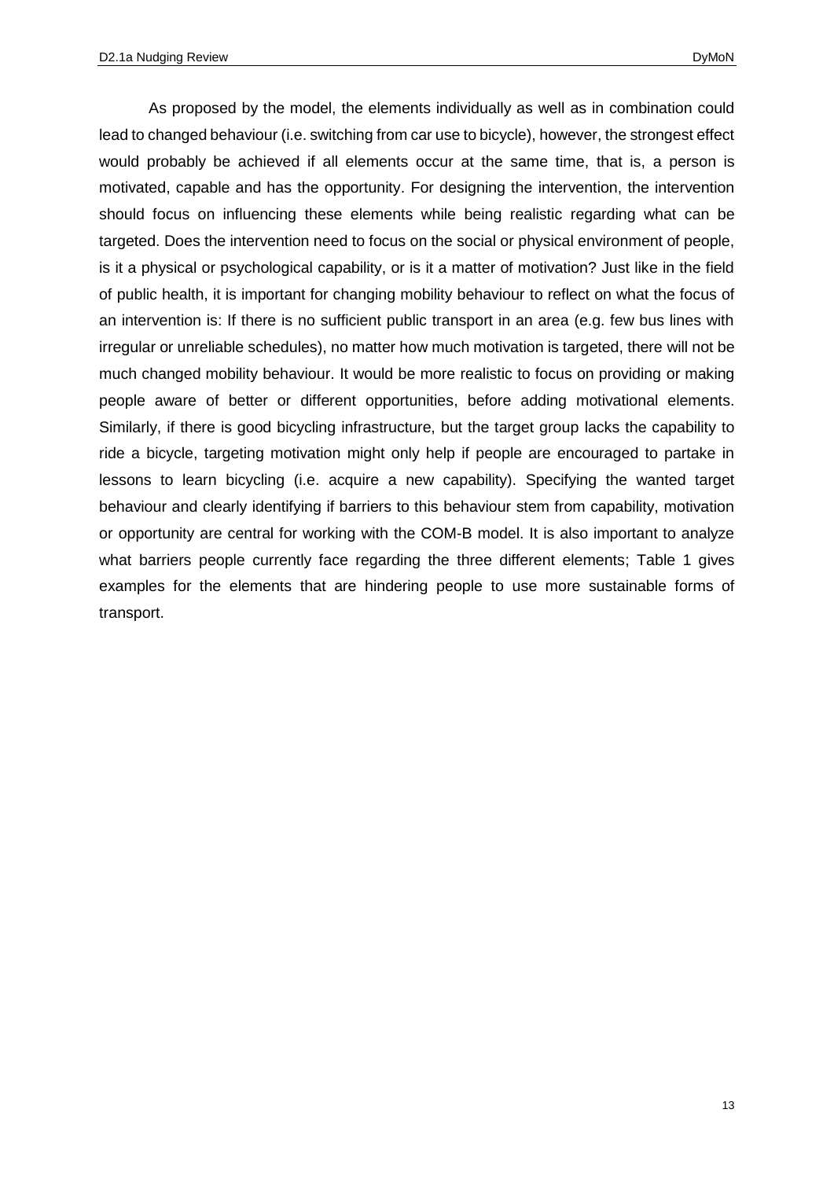As proposed by the model, the elements individually as well as in combination could lead to changed behaviour (i.e. switching from car use to bicycle), however, the strongest effect would probably be achieved if all elements occur at the same time, that is, a person is motivated, capable and has the opportunity. For designing the intervention, the intervention should focus on influencing these elements while being realistic regarding what can be targeted. Does the intervention need to focus on the social or physical environment of people, is it a physical or psychological capability, or is it a matter of motivation? Just like in the field of public health, it is important for changing mobility behaviour to reflect on what the focus of an intervention is: If there is no sufficient public transport in an area (e.g. few bus lines with irregular or unreliable schedules), no matter how much motivation is targeted, there will not be much changed mobility behaviour. It would be more realistic to focus on providing or making people aware of better or different opportunities, before adding motivational elements. Similarly, if there is good bicycling infrastructure, but the target group lacks the capability to ride a bicycle, targeting motivation might only help if people are encouraged to partake in lessons to learn bicycling (i.e. acquire a new capability). Specifying the wanted target behaviour and clearly identifying if barriers to this behaviour stem from capability, motivation or opportunity are central for working with the COM-B model. It is also important to analyze what barriers people currently face regarding the three different elements; Table 1 gives examples for the elements that are hindering people to use more sustainable forms of transport.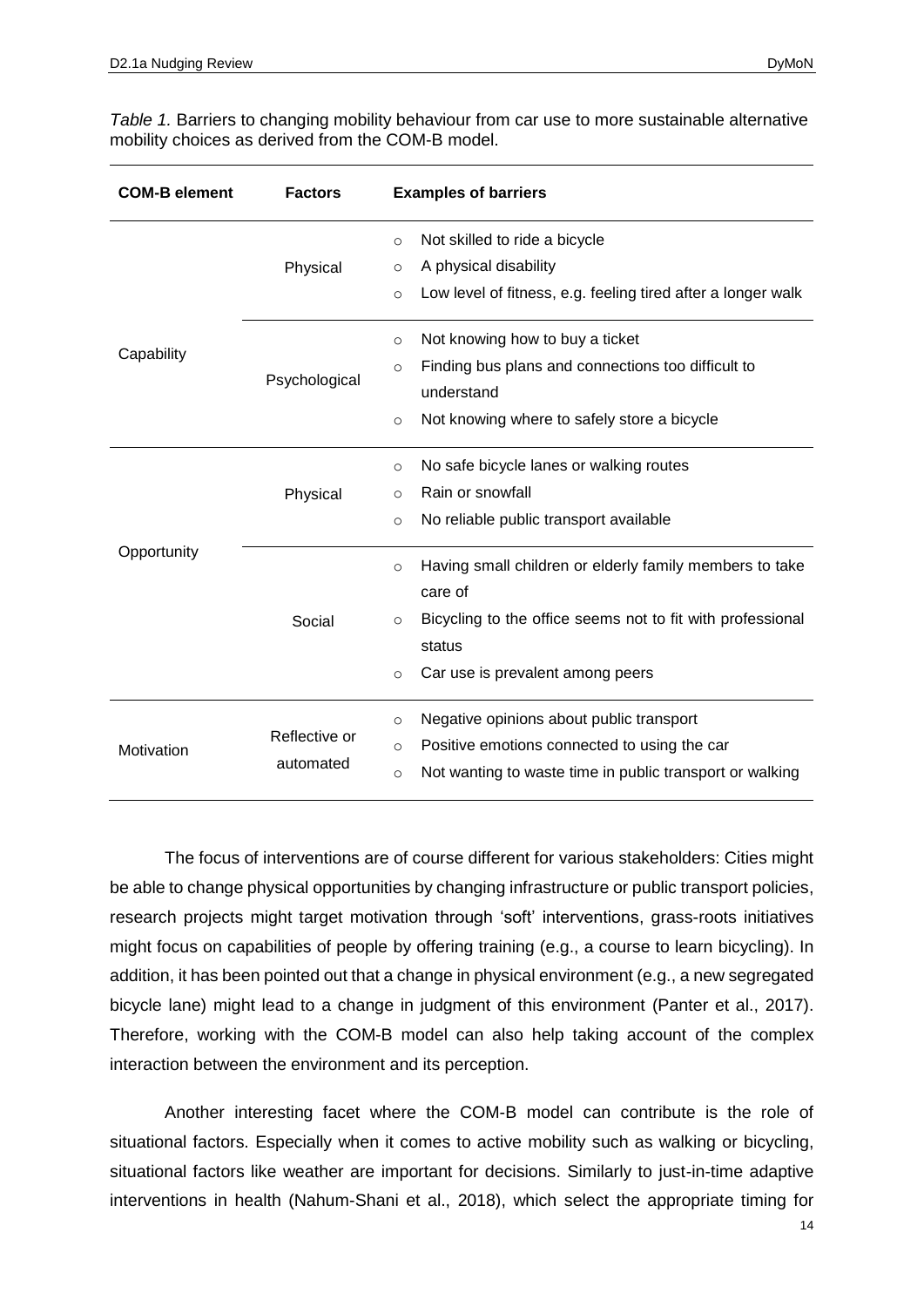*Table 1.* Barriers to changing mobility behaviour from car use to more sustainable alternative mobility choices as derived from the COM-B model.

| COM-B element | Factors | Examples of barriers |
|---|---|---|
| Capability | Physical | ○ Not skilled to ride a bicycle<br>○ A physical disability<br>○ Low level of fitness, e.g. feeling tired after a longer walk |
| | Psychological | ○ Not knowing how to buy a ticket<br>○ Finding bus plans and connections too difficult to understand<br>○ Not knowing where to safely store a bicycle |
| Opportunity | Physical | ○ No safe bicycle lanes or walking routes<br>○ Rain or snowfall<br>○ No reliable public transport available |
| | Social | ○ Having small children or elderly family members to take care of<br>○ Bicycling to the office seems not to fit with professional status<br>○ Car use is prevalent among peers |
| Motivation | Reflective or automated | ○ Negative opinions about public transport<br>○ Positive emotions connected to using the car<br>○ Not wanting to waste time in public transport or walking |

The focus of interventions are of course different for various stakeholders: Cities might be able to change physical opportunities by changing infrastructure or public transport policies, research projects might target motivation through 'soft' interventions, grass-roots initiatives might focus on capabilities of people by offering training (e.g., a course to learn bicycling). In addition, it has been pointed out that a change in physical environment (e.g., a new segregated bicycle lane) might lead to a change in judgment of this environment (Panter et al., 2017). Therefore, working with the COM-B model can also help taking account of the complex interaction between the environment and its perception.

Another interesting facet where the COM-B model can contribute is the role of situational factors. Especially when it comes to active mobility such as walking or bicycling, situational factors like weather are important for decisions. Similarly to just-in-time adaptive interventions in health (Nahum-Shani et al., 2018), which select the appropriate timing for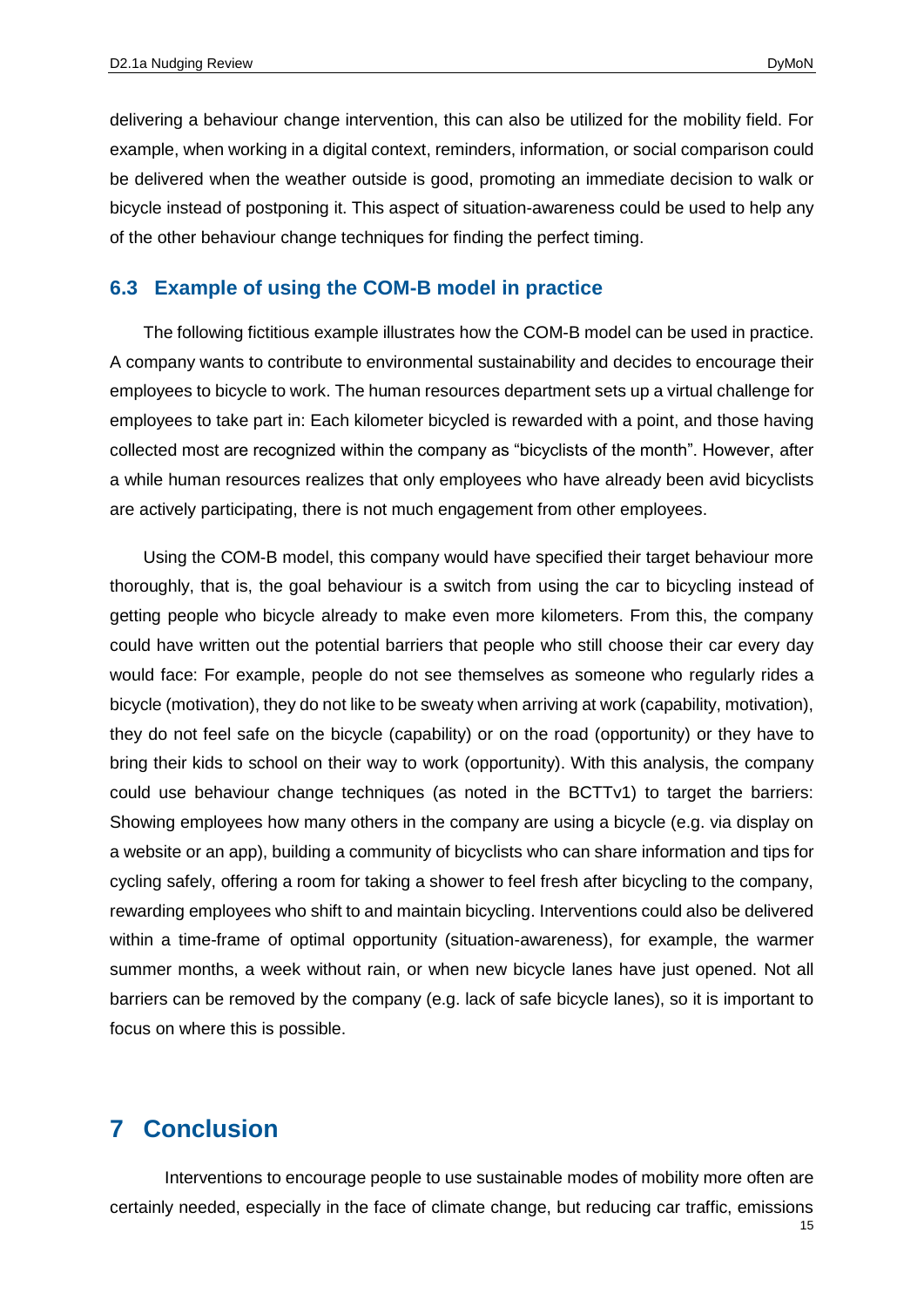delivering a behaviour change intervention, this can also be utilized for the mobility field. For example, when working in a digital context, reminders, information, or social comparison could be delivered when the weather outside is good, promoting an immediate decision to walk or bicycle instead of postponing it. This aspect of situation-awareness could be used to help any of the other behaviour change techniques for finding the perfect timing.

### 6.3 Example of using the COM-B model in practice

The following fictitious example illustrates how the COM-B model can be used in practice. A company wants to contribute to environmental sustainability and decides to encourage their employees to bicycle to work. The human resources department sets up a virtual challenge for employees to take part in: Each kilometer bicycled is rewarded with a point, and those having collected most are recognized within the company as "bicyclists of the month". However, after a while human resources realizes that only employees who have already been avid bicyclists are actively participating, there is not much engagement from other employees.

Using the COM-B model, this company would have specified their target behaviour more thoroughly, that is, the goal behaviour is a switch from using the car to bicycling instead of getting people who bicycle already to make even more kilometers. From this, the company could have written out the potential barriers that people who still choose their car every day would face: For example, people do not see themselves as someone who regularly rides a bicycle (motivation), they do not like to be sweaty when arriving at work (capability, motivation), they do not feel safe on the bicycle (capability) or on the road (opportunity) or they have to bring their kids to school on their way to work (opportunity). With this analysis, the company could use behaviour change techniques (as noted in the BCTTv1) to target the barriers: Showing employees how many others in the company are using a bicycle (e.g. via display on a website or an app), building a community of bicyclists who can share information and tips for cycling safely, offering a room for taking a shower to feel fresh after bicycling to the company, rewarding employees who shift to and maintain bicycling. Interventions could also be delivered within a time-frame of optimal opportunity (situation-awareness), for example, the warmer summer months, a week without rain, or when new bicycle lanes have just opened. Not all barriers can be removed by the company (e.g. lack of safe bicycle lanes), so it is important to focus on where this is possible.

## 7 Conclusion

Interventions to encourage people to use sustainable modes of mobility more often are certainly needed, especially in the face of climate change, but reducing car traffic, emissions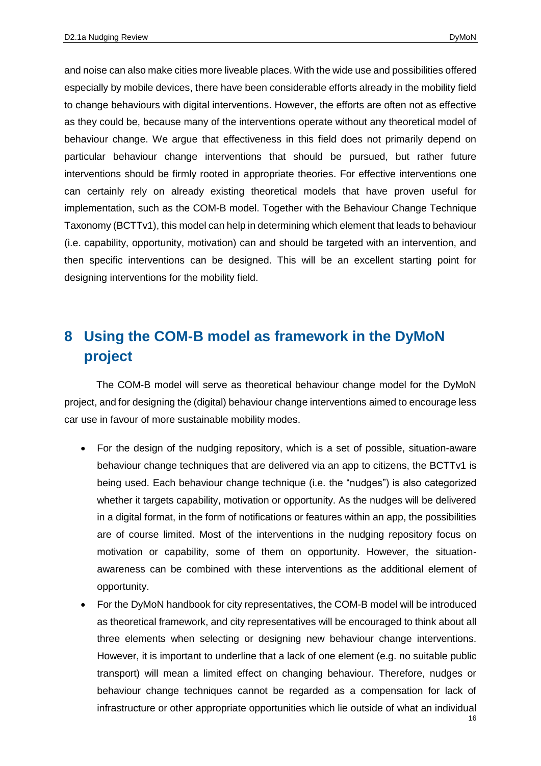and noise can also make cities more liveable places. With the wide use and possibilities offered especially by mobile devices, there have been considerable efforts already in the mobility field to change behaviours with digital interventions. However, the efforts are often not as effective as they could be, because many of the interventions operate without any theoretical model of behaviour change. We argue that effectiveness in this field does not primarily depend on particular behaviour change interventions that should be pursued, but rather future interventions should be firmly rooted in appropriate theories. For effective interventions one can certainly rely on already existing theoretical models that have proven useful for implementation, such as the COM-B model. Together with the Behaviour Change Technique Taxonomy (BCTTv1), this model can help in determining which element that leads to behaviour (i.e. capability, opportunity, motivation) can and should be targeted with an intervention, and then specific interventions can be designed. This will be an excellent starting point for designing interventions for the mobility field.

# 8 Using the COM-B model as framework in the DyMoN project

The COM-B model will serve as theoretical behaviour change model for the DyMoN project, and for designing the (digital) behaviour change interventions aimed to encourage less car use in favour of more sustainable mobility modes.

- For the design of the nudging repository, which is a set of possible, situation-aware behaviour change techniques that are delivered via an app to citizens, the BCTTv1 is being used. Each behaviour change technique (i.e. the "nudges") is also categorized whether it targets capability, motivation or opportunity. As the nudges will be delivered in a digital format, in the form of notifications or features within an app, the possibilities are of course limited. Most of the interventions in the nudging repository focus on motivation or capability, some of them on opportunity. However, the situation-awareness can be combined with these interventions as the additional element of opportunity.
- For the DyMoN handbook for city representatives, the COM-B model will be introduced as theoretical framework, and city representatives will be encouraged to think about all three elements when selecting or designing new behaviour change interventions. However, it is important to underline that a lack of one element (e.g. no suitable public transport) will mean a limited effect on changing behaviour. Therefore, nudges or behaviour change techniques cannot be regarded as a compensation for lack of infrastructure or other appropriate opportunities which lie outside of what an individual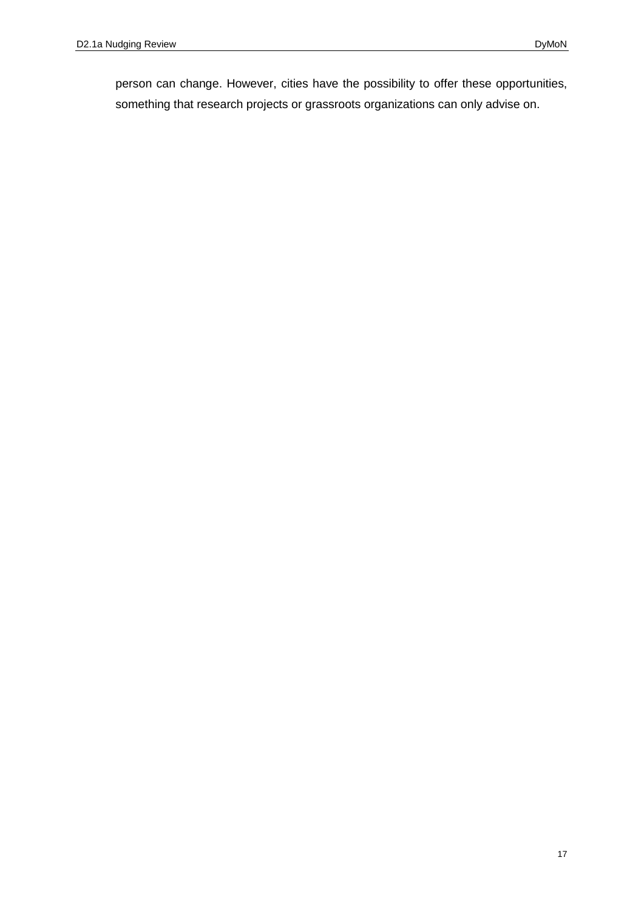person can change. However, cities have the possibility to offer these opportunities, something that research projects or grassroots organizations can only advise on.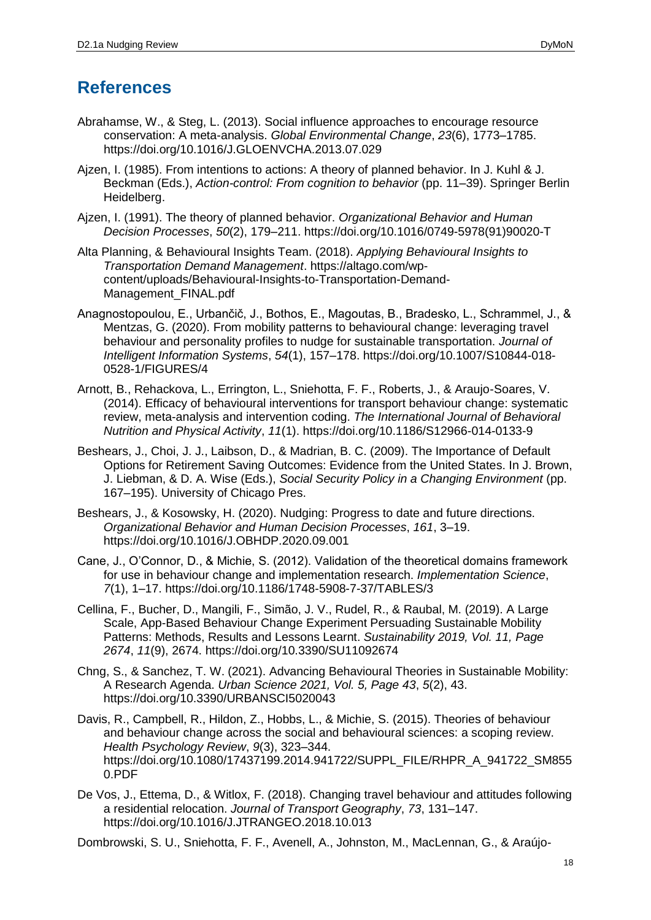# References

Abrahamse, W., & Steg, L. (2013). Social influence approaches to encourage resource conservation: A meta-analysis. *Global Environmental Change*, *23*(6), 1773–1785. https://doi.org/10.1016/J.GLOENVCHA.2013.07.029

Ajzen, I. (1985). From intentions to actions: A theory of planned behavior. In J. Kuhl & J. Beckman (Eds.), *Action-control: From cognition to behavior* (pp. 11–39). Springer Berlin Heidelberg.

Ajzen, I. (1991). The theory of planned behavior. *Organizational Behavior and Human Decision Processes*, *50*(2), 179–211. https://doi.org/10.1016/0749-5978(91)90020-T

Alta Planning, & Behavioural Insights Team. (2018). *Applying Behavioural Insights to Transportation Demand Management*. https://altago.com/wp-content/uploads/Behavioural-Insights-to-Transportation-Demand-Management_FINAL.pdf

Anagnostopoulou, E., Urbančič, J., Bothos, E., Magoutas, B., Bradesko, L., Schrammel, J., & Mentzas, G. (2020). From mobility patterns to behavioural change: leveraging travel behaviour and personality profiles to nudge for sustainable transportation. *Journal of Intelligent Information Systems*, *54*(1), 157–178. https://doi.org/10.1007/S10844-018-0528-1/FIGURES/4

Arnott, B., Rehackova, L., Errington, L., Sniehotta, F. F., Roberts, J., & Araujo-Soares, V. (2014). Efficacy of behavioural interventions for transport behaviour change: systematic review, meta-analysis and intervention coding. *The International Journal of Behavioral Nutrition and Physical Activity*, *11*(1). https://doi.org/10.1186/S12966-014-0133-9

Beshears, J., Choi, J. J., Laibson, D., & Madrian, B. C. (2009). The Importance of Default Options for Retirement Saving Outcomes: Evidence from the United States. In J. Brown, J. Liebman, & D. A. Wise (Eds.), *Social Security Policy in a Changing Environment* (pp. 167–195). University of Chicago Pres.

Beshears, J., & Kosowsky, H. (2020). Nudging: Progress to date and future directions. *Organizational Behavior and Human Decision Processes*, *161*, 3–19. https://doi.org/10.1016/J.OBHDP.2020.09.001

Cane, J., O'Connor, D., & Michie, S. (2012). Validation of the theoretical domains framework for use in behaviour change and implementation research. *Implementation Science*, *7*(1), 1–17. https://doi.org/10.1186/1748-5908-7-37/TABLES/3

Cellina, F., Bucher, D., Mangili, F., Simão, J. V., Rudel, R., & Raubal, M. (2019). A Large Scale, App-Based Behaviour Change Experiment Persuading Sustainable Mobility Patterns: Methods, Results and Lessons Learnt. *Sustainability 2019, Vol. 11, Page 2674*, *11*(9), 2674. https://doi.org/10.3390/SU11092674

Chng, S., & Sanchez, T. W. (2021). Advancing Behavioural Theories in Sustainable Mobility: A Research Agenda. *Urban Science 2021, Vol. 5, Page 43*, *5*(2), 43. https://doi.org/10.3390/URBANSCI5020043

Davis, R., Campbell, R., Hildon, Z., Hobbs, L., & Michie, S. (2015). Theories of behaviour and behaviour change across the social and behavioural sciences: a scoping review. *Health Psychology Review*, *9*(3), 323–344. https://doi.org/10.1080/17437199.2014.941722/SUPPL_FILE/RHPR_A_941722_SM8550.PDF

De Vos, J., Ettema, D., & Witlox, F. (2018). Changing travel behaviour and attitudes following a residential relocation. *Journal of Transport Geography*, *73*, 131–147. https://doi.org/10.1016/J.JTRANGEO.2018.10.013

Dombrowski, S. U., Sniehotta, F. F., Avenell, A., Johnston, M., MacLennan, G., & Araújo-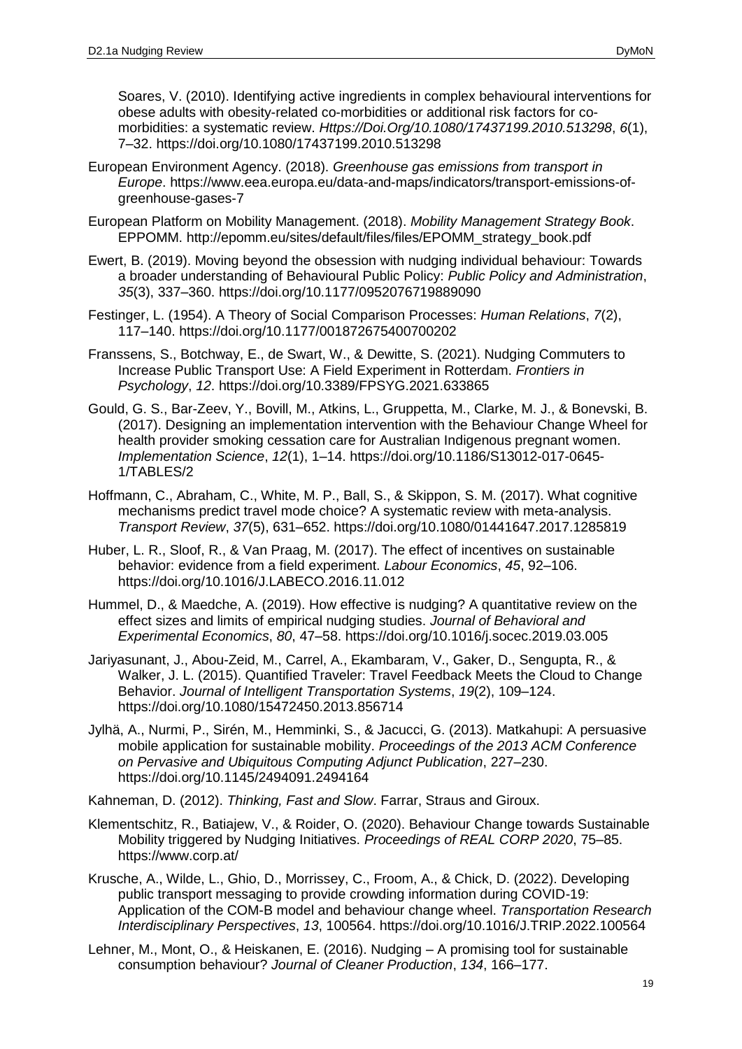Soares, V. (2010). Identifying active ingredients in complex behavioural interventions for obese adults with obesity-related co-morbidities or additional risk factors for co-morbidities: a systematic review. *Https://Doi.Org/10.1080/17437199.2010.513298*, *6*(1), 7–32. https://doi.org/10.1080/17437199.2010.513298

European Environment Agency. (2018). *Greenhouse gas emissions from transport in Europe*. https://www.eea.europa.eu/data-and-maps/indicators/transport-emissions-of-greenhouse-gases-7

European Platform on Mobility Management. (2018). *Mobility Management Strategy Book*. EPPOMM. http://epomm.eu/sites/default/files/files/EPOMM_strategy_book.pdf

Ewert, B. (2019). Moving beyond the obsession with nudging individual behaviour: Towards a broader understanding of Behavioural Public Policy: *Public Policy and Administration*, *35*(3), 337–360. https://doi.org/10.1177/0952076719889090

Festinger, L. (1954). A Theory of Social Comparison Processes: *Human Relations*, *7*(2), 117–140. https://doi.org/10.1177/001872675400700202

Franssens, S., Botchway, E., de Swart, W., & Dewitte, S. (2021). Nudging Commuters to Increase Public Transport Use: A Field Experiment in Rotterdam. *Frontiers in Psychology*, *12*. https://doi.org/10.3389/FPSYG.2021.633865

Gould, G. S., Bar-Zeev, Y., Bovill, M., Atkins, L., Gruppetta, M., Clarke, M. J., & Bonevski, B. (2017). Designing an implementation intervention with the Behaviour Change Wheel for health provider smoking cessation care for Australian Indigenous pregnant women. *Implementation Science*, *12*(1), 1–14. https://doi.org/10.1186/S13012-017-0645-1/TABLES/2

Hoffmann, C., Abraham, C., White, M. P., Ball, S., & Skippon, S. M. (2017). What cognitive mechanisms predict travel mode choice? A systematic review with meta-analysis. *Transport Review*, *37*(5), 631–652. https://doi.org/10.1080/01441647.2017.1285819

Huber, L. R., Sloof, R., & Van Praag, M. (2017). The effect of incentives on sustainable behavior: evidence from a field experiment. *Labour Economics*, *45*, 92–106. https://doi.org/10.1016/J.LABECO.2016.11.012

Hummel, D., & Maedche, A. (2019). How effective is nudging? A quantitative review on the effect sizes and limits of empirical nudging studies. *Journal of Behavioral and Experimental Economics*, *80*, 47–58. https://doi.org/10.1016/j.socec.2019.03.005

Jariyasunant, J., Abou-Zeid, M., Carrel, A., Ekambaram, V., Gaker, D., Sengupta, R., & Walker, J. L. (2015). Quantified Traveler: Travel Feedback Meets the Cloud to Change Behavior. *Journal of Intelligent Transportation Systems*, *19*(2), 109–124. https://doi.org/10.1080/15472450.2013.856714

Jylhä, A., Nurmi, P., Sirén, M., Hemminki, S., & Jacucci, G. (2013). Matkahupi: A persuasive mobile application for sustainable mobility. *Proceedings of the 2013 ACM Conference on Pervasive and Ubiquitous Computing Adjunct Publication*, 227–230. https://doi.org/10.1145/2494091.2494164

Kahneman, D. (2012). *Thinking, Fast and Slow*. Farrar, Straus and Giroux.

Klementschitz, R., Batiajew, V., & Roider, O. (2020). Behaviour Change towards Sustainable Mobility triggered by Nudging Initiatives. *Proceedings of REAL CORP 2020*, 75–85. https://www.corp.at/

Krusche, A., Wilde, L., Ghio, D., Morrissey, C., Froom, A., & Chick, D. (2022). Developing public transport messaging to provide crowding information during COVID-19: Application of the COM-B model and behaviour change wheel. *Transportation Research Interdisciplinary Perspectives*, *13*, 100564. https://doi.org/10.1016/J.TRIP.2022.100564

Lehner, M., Mont, O., & Heiskanen, E. (2016). Nudging – A promising tool for sustainable consumption behaviour? *Journal of Cleaner Production*, *134*, 166–177.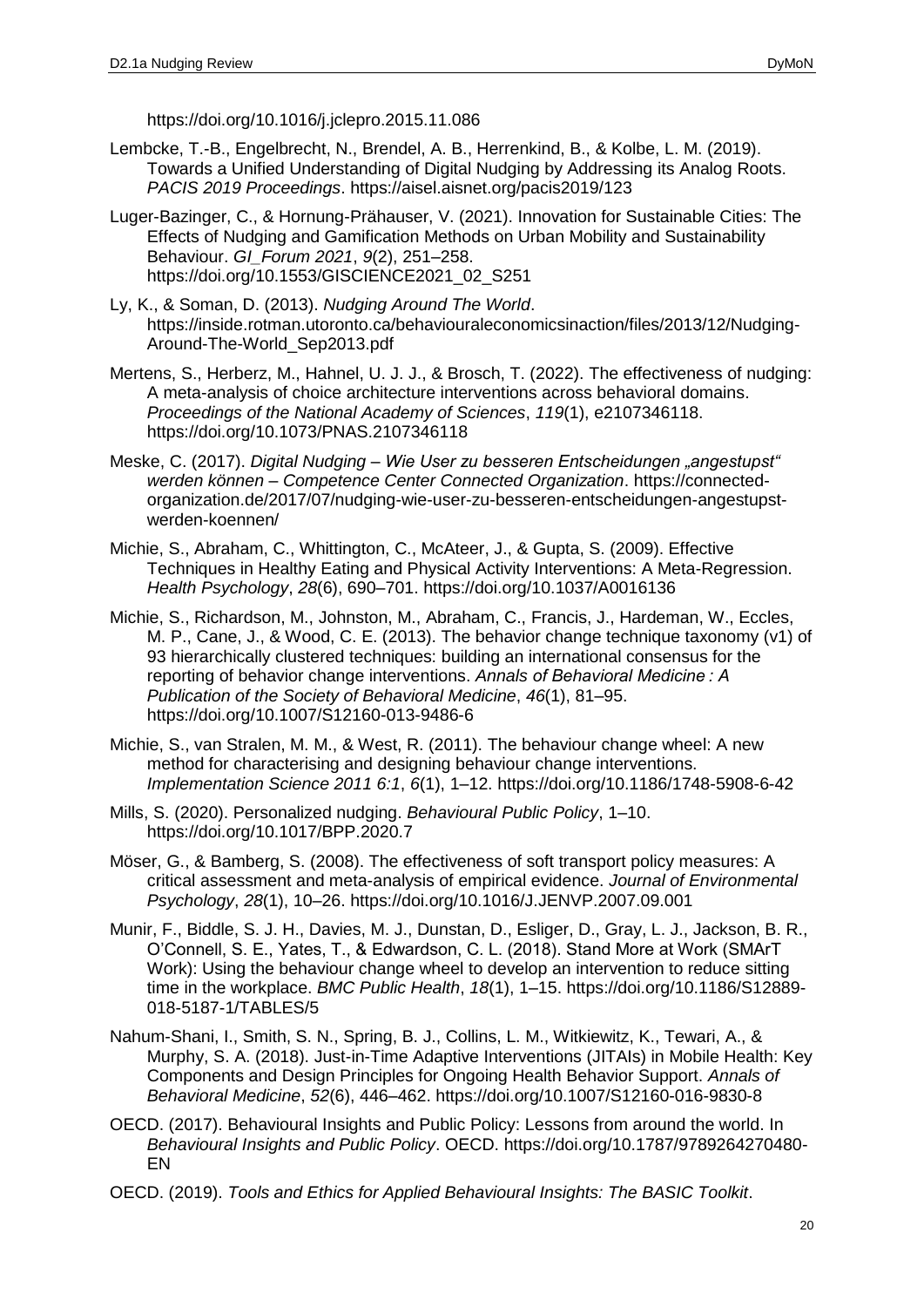https://doi.org/10.1016/j.jclepro.2015.11.086

Lembcke, T.-B., Engelbrecht, N., Brendel, A. B., Herrenkind, B., & Kolbe, L. M. (2019). Towards a Unified Understanding of Digital Nudging by Addressing its Analog Roots. *PACIS 2019 Proceedings*. https://aisel.aisnet.org/pacis2019/123

Luger-Bazinger, C., & Hornung-Prähauser, V. (2021). Innovation for Sustainable Cities: The Effects of Nudging and Gamification Methods on Urban Mobility and Sustainability Behaviour. *GI_Forum 2021*, *9*(2), 251–258. https://doi.org/10.1553/GISCIENCE2021_02_S251

Ly, K., & Soman, D. (2013). *Nudging Around The World*. https://inside.rotman.utoronto.ca/behaviouraleconomicsinaction/files/2013/12/Nudging-Around-The-World_Sep2013.pdf

Mertens, S., Herberz, M., Hahnel, U. J. J., & Brosch, T. (2022). The effectiveness of nudging: A meta-analysis of choice architecture interventions across behavioral domains. *Proceedings of the National Academy of Sciences*, *119*(1), e2107346118. https://doi.org/10.1073/PNAS.2107346118

Meske, C. (2017). *Digital Nudging – Wie User zu besseren Entscheidungen „angestupst" werden können – Competence Center Connected Organization*. https://connected-organization.de/2017/07/nudging-wie-user-zu-besseren-entscheidungen-angestupst-werden-koennen/

Michie, S., Abraham, C., Whittington, C., McAteer, J., & Gupta, S. (2009). Effective Techniques in Healthy Eating and Physical Activity Interventions: A Meta-Regression. *Health Psychology*, *28*(6), 690–701. https://doi.org/10.1037/A0016136

Michie, S., Richardson, M., Johnston, M., Abraham, C., Francis, J., Hardeman, W., Eccles, M. P., Cane, J., & Wood, C. E. (2013). The behavior change technique taxonomy (v1) of 93 hierarchically clustered techniques: building an international consensus for the reporting of behavior change interventions. *Annals of Behavioral Medicine : A Publication of the Society of Behavioral Medicine*, *46*(1), 81–95. https://doi.org/10.1007/S12160-013-9486-6

Michie, S., van Stralen, M. M., & West, R. (2011). The behaviour change wheel: A new method for characterising and designing behaviour change interventions. *Implementation Science 2011 6:1*, *6*(1), 1–12. https://doi.org/10.1186/1748-5908-6-42

Mills, S. (2020). Personalized nudging. *Behavioural Public Policy*, 1–10. https://doi.org/10.1017/BPP.2020.7

Möser, G., & Bamberg, S. (2008). The effectiveness of soft transport policy measures: A critical assessment and meta-analysis of empirical evidence. *Journal of Environmental Psychology*, *28*(1), 10–26. https://doi.org/10.1016/J.JENVP.2007.09.001

Munir, F., Biddle, S. J. H., Davies, M. J., Dunstan, D., Esliger, D., Gray, L. J., Jackson, B. R., O'Connell, S. E., Yates, T., & Edwardson, C. L. (2018). Stand More at Work (SMArT Work): Using the behaviour change wheel to develop an intervention to reduce sitting time in the workplace. *BMC Public Health*, *18*(1), 1–15. https://doi.org/10.1186/S12889-018-5187-1/TABLES/5

Nahum-Shani, I., Smith, S. N., Spring, B. J., Collins, L. M., Witkiewitz, K., Tewari, A., & Murphy, S. A. (2018). Just-in-Time Adaptive Interventions (JITAIs) in Mobile Health: Key Components and Design Principles for Ongoing Health Behavior Support. *Annals of Behavioral Medicine*, *52*(6), 446–462. https://doi.org/10.1007/S12160-016-9830-8

OECD. (2017). Behavioural Insights and Public Policy: Lessons from around the world. In *Behavioural Insights and Public Policy*. OECD. https://doi.org/10.1787/9789264270480-EN

OECD. (2019). *Tools and Ethics for Applied Behavioural Insights: The BASIC Toolkit*.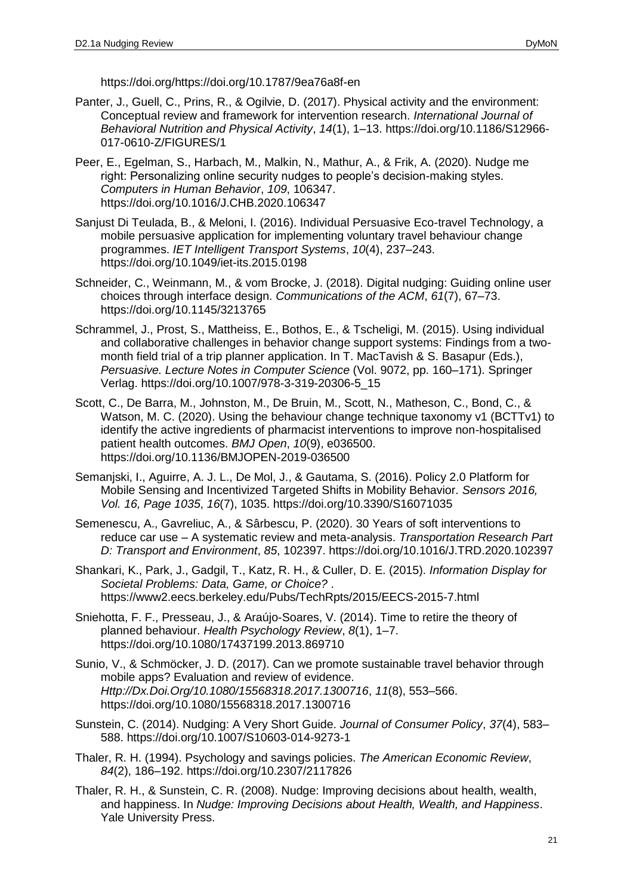https://doi.org/https://doi.org/10.1787/9ea76a8f-en

Panter, J., Guell, C., Prins, R., & Ogilvie, D. (2017). Physical activity and the environment: Conceptual review and framework for intervention research. *International Journal of Behavioral Nutrition and Physical Activity*, *14*(1), 1–13. https://doi.org/10.1186/S12966-017-0610-Z/FIGURES/1

Peer, E., Egelman, S., Harbach, M., Malkin, N., Mathur, A., & Frik, A. (2020). Nudge me right: Personalizing online security nudges to people's decision-making styles. *Computers in Human Behavior*, *109*, 106347. https://doi.org/10.1016/J.CHB.2020.106347

Sanjust Di Teulada, B., & Meloni, I. (2016). Individual Persuasive Eco-travel Technology, a mobile persuasive application for implementing voluntary travel behaviour change programmes. *IET Intelligent Transport Systems*, *10*(4), 237–243. https://doi.org/10.1049/iet-its.2015.0198

Schneider, C., Weinmann, M., & vom Brocke, J. (2018). Digital nudging: Guiding online user choices through interface design. *Communications of the ACM*, *61*(7), 67–73. https://doi.org/10.1145/3213765

Schrammel, J., Prost, S., Mattheiss, E., Bothos, E., & Tscheligi, M. (2015). Using individual and collaborative challenges in behavior change support systems: Findings from a two-month field trial of a trip planner application. In T. MacTavish & S. Basapur (Eds.), *Persuasive. Lecture Notes in Computer Science* (Vol. 9072, pp. 160–171). Springer Verlag. https://doi.org/10.1007/978-3-319-20306-5_15

Scott, C., De Barra, M., Johnston, M., De Bruin, M., Scott, N., Matheson, C., Bond, C., & Watson, M. C. (2020). Using the behaviour change technique taxonomy v1 (BCTTv1) to identify the active ingredients of pharmacist interventions to improve non-hospitalised patient health outcomes. *BMJ Open*, *10*(9), e036500. https://doi.org/10.1136/BMJOPEN-2019-036500

Semanjski, I., Aguirre, A. J. L., De Mol, J., & Gautama, S. (2016). Policy 2.0 Platform for Mobile Sensing and Incentivized Targeted Shifts in Mobility Behavior. *Sensors 2016, Vol. 16, Page 1035*, *16*(7), 1035. https://doi.org/10.3390/S16071035

Semenescu, A., Gavreliuc, A., & Sârbescu, P. (2020). 30 Years of soft interventions to reduce car use – A systematic review and meta-analysis. *Transportation Research Part D: Transport and Environment*, *85*, 102397. https://doi.org/10.1016/J.TRD.2020.102397

Shankari, K., Park, J., Gadgil, T., Katz, R. H., & Culler, D. E. (2015). *Information Display for Societal Problems: Data, Game, or Choice?* . https://www2.eecs.berkeley.edu/Pubs/TechRpts/2015/EECS-2015-7.html

Sniehotta, F. F., Presseau, J., & Araújo-Soares, V. (2014). Time to retire the theory of planned behaviour. *Health Psychology Review*, *8*(1), 1–7. https://doi.org/10.1080/17437199.2013.869710

Sunio, V., & Schmöcker, J. D. (2017). Can we promote sustainable travel behavior through mobile apps? Evaluation and review of evidence. *Http://Dx.Doi.Org/10.1080/15568318.2017.1300716*, *11*(8), 553–566. https://doi.org/10.1080/15568318.2017.1300716

Sunstein, C. (2014). Nudging: A Very Short Guide. *Journal of Consumer Policy*, *37*(4), 583–588. https://doi.org/10.1007/S10603-014-9273-1

Thaler, R. H. (1994). Psychology and savings policies. *The American Economic Review*, *84*(2), 186–192. https://doi.org/10.2307/2117826

Thaler, R. H., & Sunstein, C. R. (2008). Nudge: Improving decisions about health, wealth, and happiness. In *Nudge: Improving Decisions about Health, Wealth, and Happiness*. Yale University Press.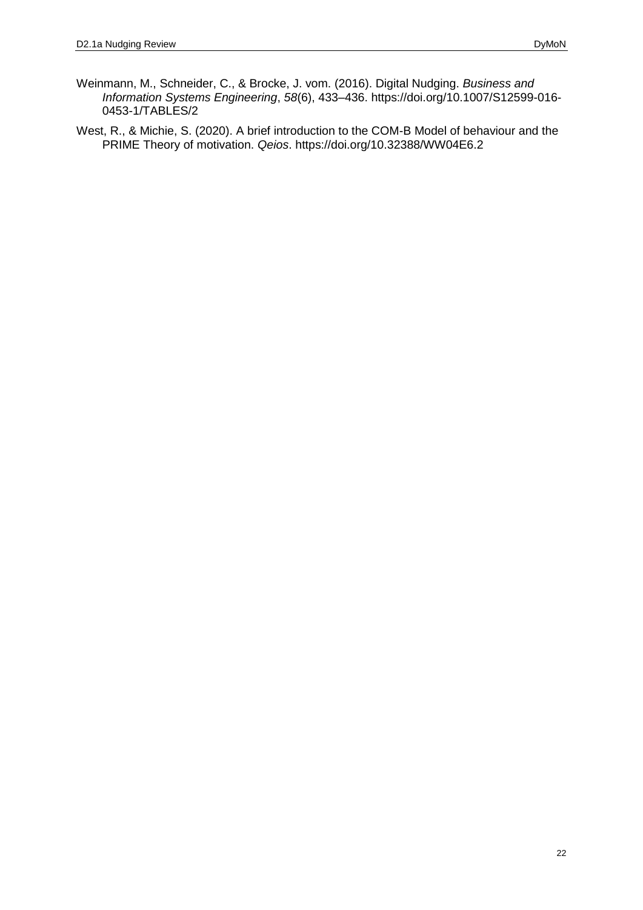Weinmann, M., Schneider, C., & Brocke, J. vom. (2016). Digital Nudging. *Business and Information Systems Engineering*, *58*(6), 433–436. https://doi.org/10.1007/S12599-016-0453-1/TABLES/2

West, R., & Michie, S. (2020). A brief introduction to the COM-B Model of behaviour and the PRIME Theory of motivation. *Qeios*. https://doi.org/10.32388/WW04E6.2